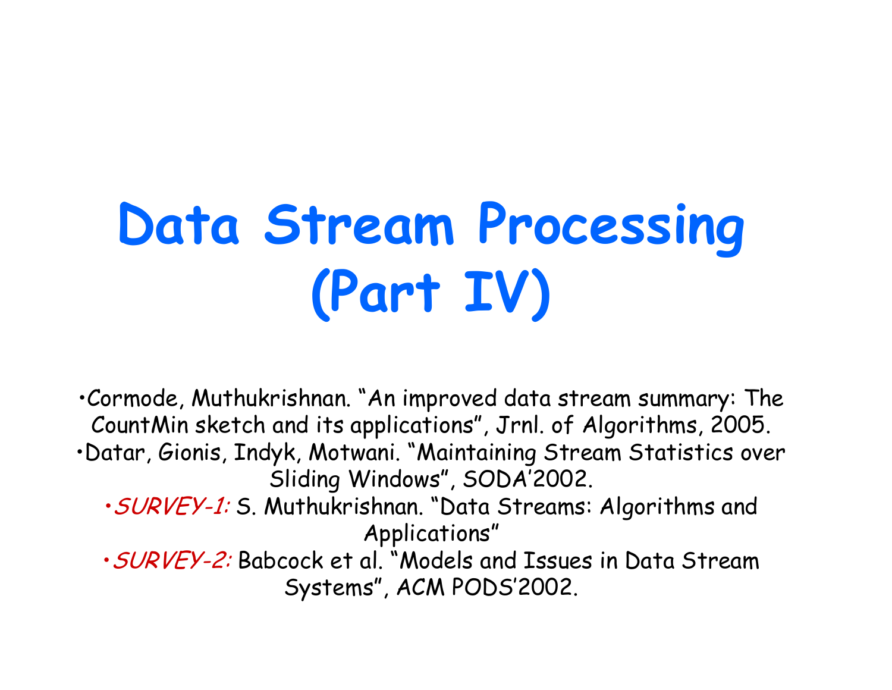# Data Stream Processing (Part IV)

- Cormode, Muthukrishnan. "An improved data stream summary: The CountMin sketch and its applications", Jrnl. of Algorithms, 2005.
- Datar, Gionis, Indyk, Motwani. "Maintaining Stream Statistics over Sliding Windows", SODA'2002.
- *SURVEY-1:* S. Muthukrishnan. "Data Streams: Algorithms and Applications"
- *SURVEY-2:* Babcock et al. "Models and Issues in Data Stream Systems", ACM PODS'2002.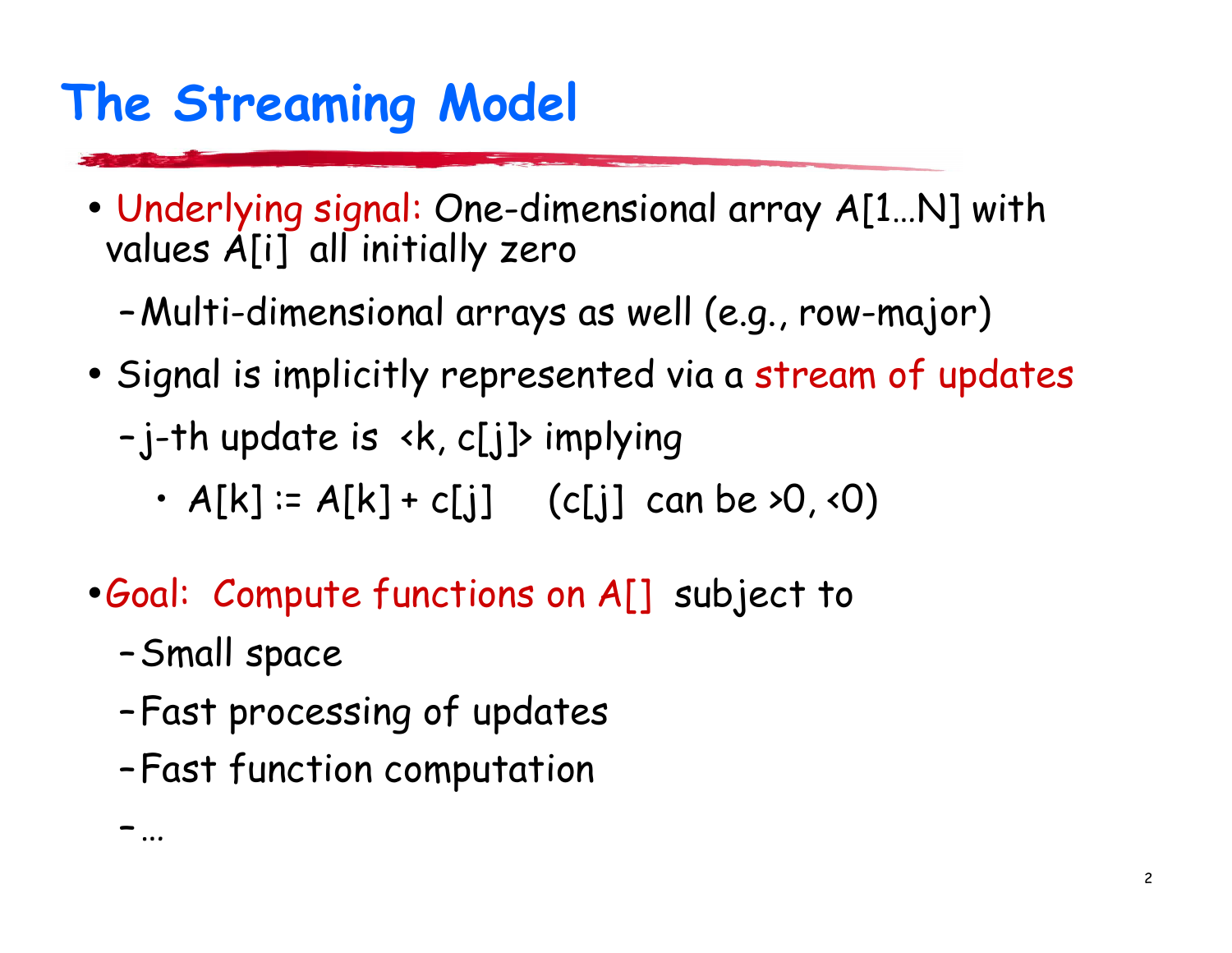# The Streaming Model

- Underlying signal: One-dimensional array A[1…N] with values A[i] all initially zero
  - Multi-dimensional arrays as well (e.g., row-major)
- Signal is implicitly represented via a stream of updates
  - j-th update is <k, c[j]> implying
    - A[k] := A[k] + c[j]    (c[j] can be >0, <0)
- Goal: Compute functions on A[] subject to
  - Small space
  - Fast processing of updates
  - Fast function computation
  - …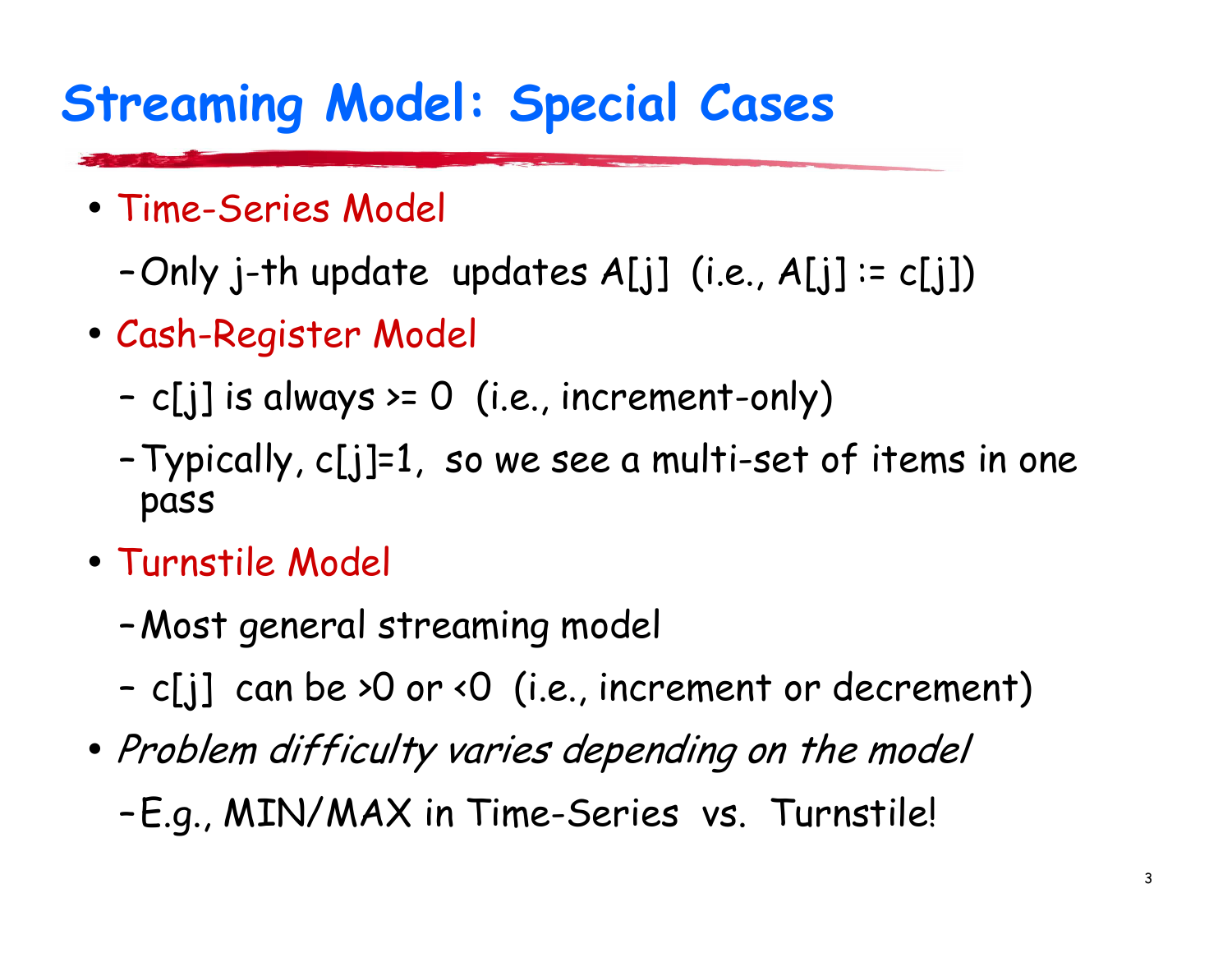# Streaming Model: Special Cases

- Time-Series Model
  - Only j-th update updates A[j] (i.e., A[j] := c[j])
- Cash-Register Model
  - c[j] is always >= 0 (i.e., increment-only)
  - Typically, c[j]=1, so we see a multi-set of items in one pass
- Turnstile Model
  - Most general streaming model
  - c[j] can be >0 or <0 (i.e., increment or decrement)
- *Problem difficulty varies depending on the model*
  - E.g., MIN/MAX in Time-Series vs. Turnstile!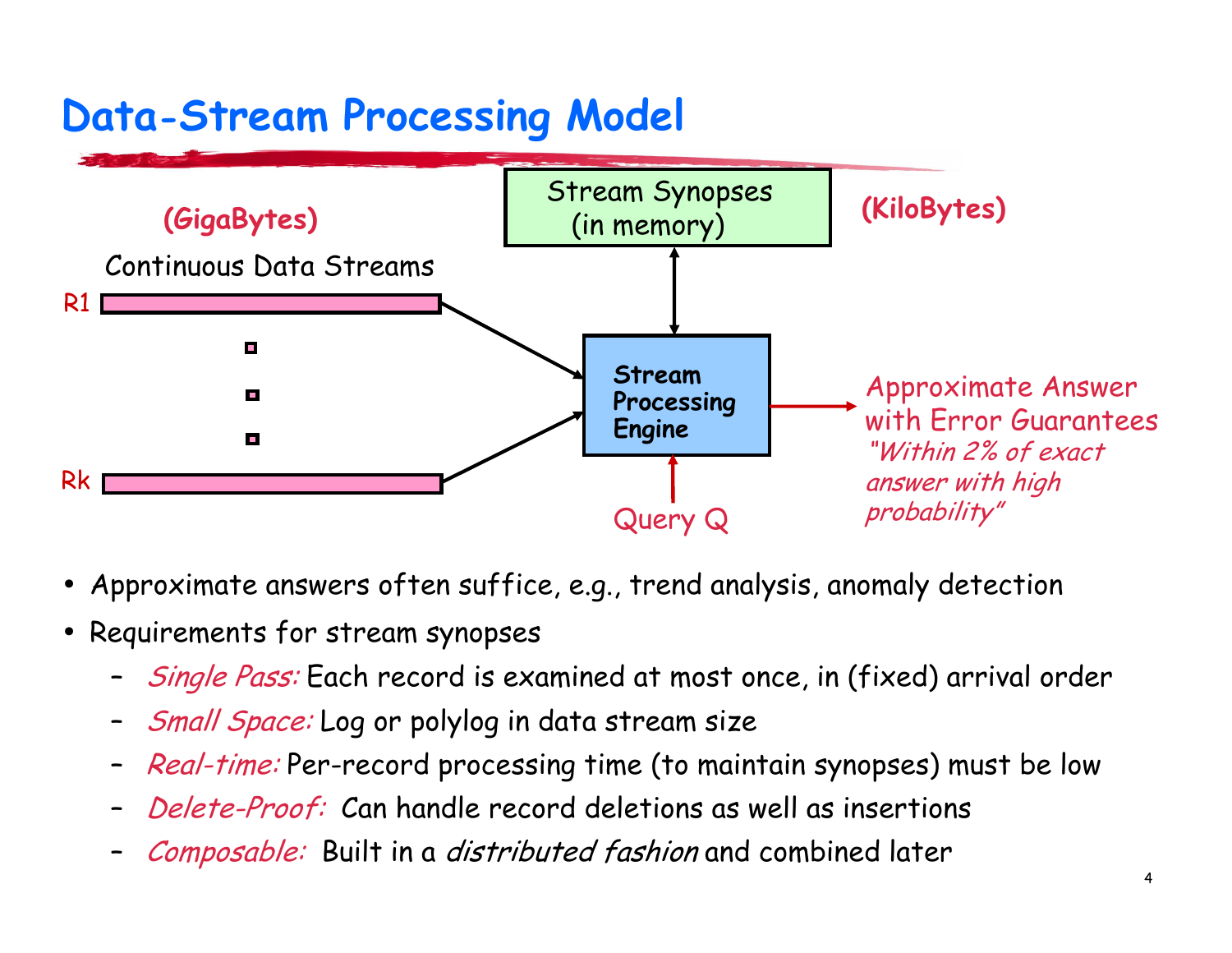# Data-Stream Processing Model

(GigaBytes)

Continuous Data Streams

R1

Rk

Stream Synopses (in memory)

(KiloBytes)

**Stream Processing Engine**

Query Q

Approximate Answer with Error Guarantees *"Within 2% of exact answer with high probability"*

- Approximate answers often suffice, e.g., trend analysis, anomaly detection
- Requirements for stream synopses
  - *Single Pass:* Each record is examined at most once, in (fixed) arrival order
  - *Small Space:* Log or polylog in data stream size
  - *Real-time:* Per-record processing time (to maintain synopses) must be low
  - *Delete-Proof:* Can handle record deletions as well as insertions
  - *Composable:* Built in a *distributed fashion* and combined later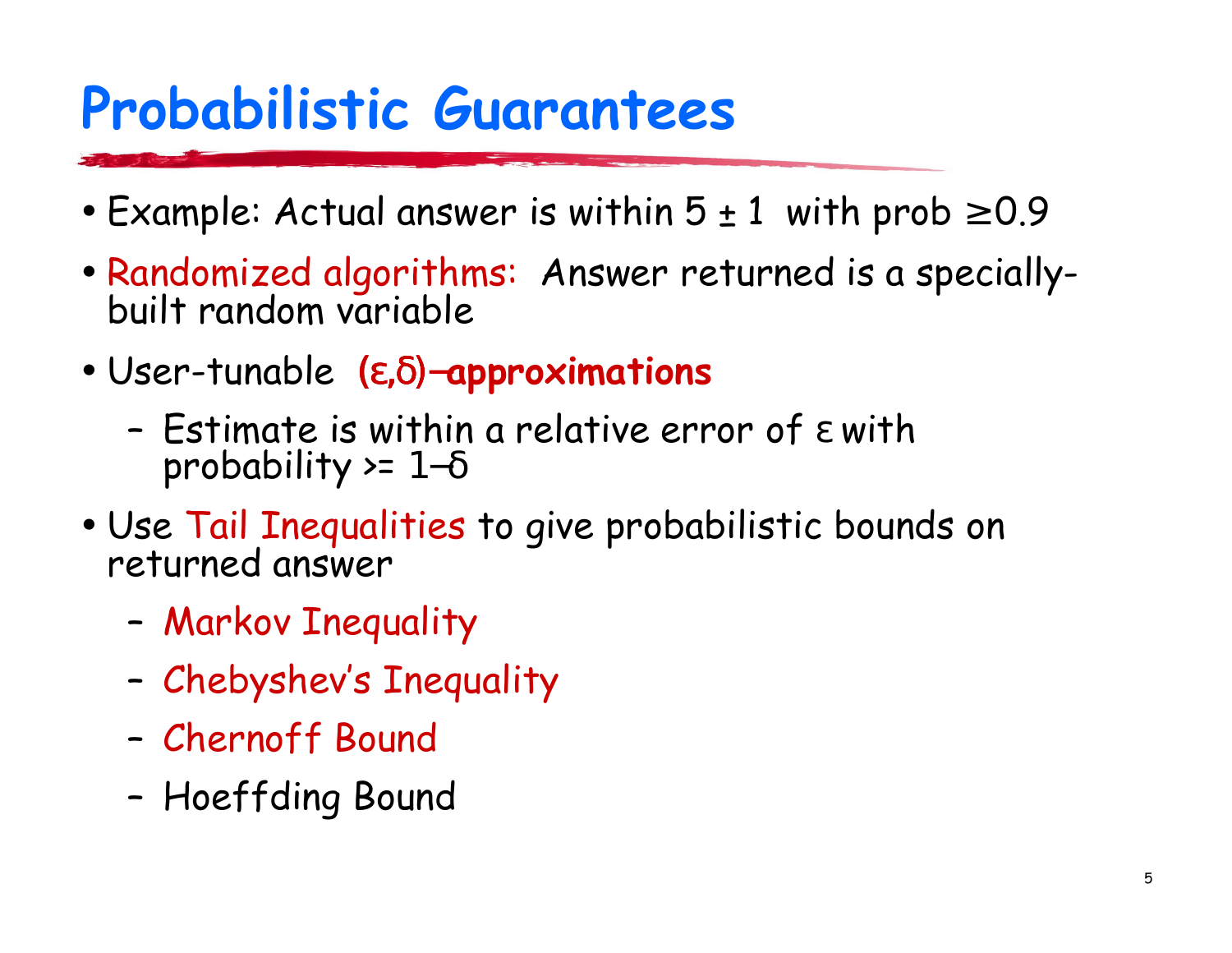# Probabilistic Guarantees

- Example: Actual answer is within $5 \pm 1$ with prob $\geq 0.9$
- Randomized algorithms: Answer returned is a specially-built random variable
- User-tunable **$(\varepsilon,\delta)$–approximations**
  - Estimate is within a relative error of $\varepsilon$ with probability >= $1-\delta$
- Use Tail Inequalities to give probabilistic bounds on returned answer
  - Markov Inequality
  - Chebyshev's Inequality
  - Chernoff Bound
  - Hoeffding Bound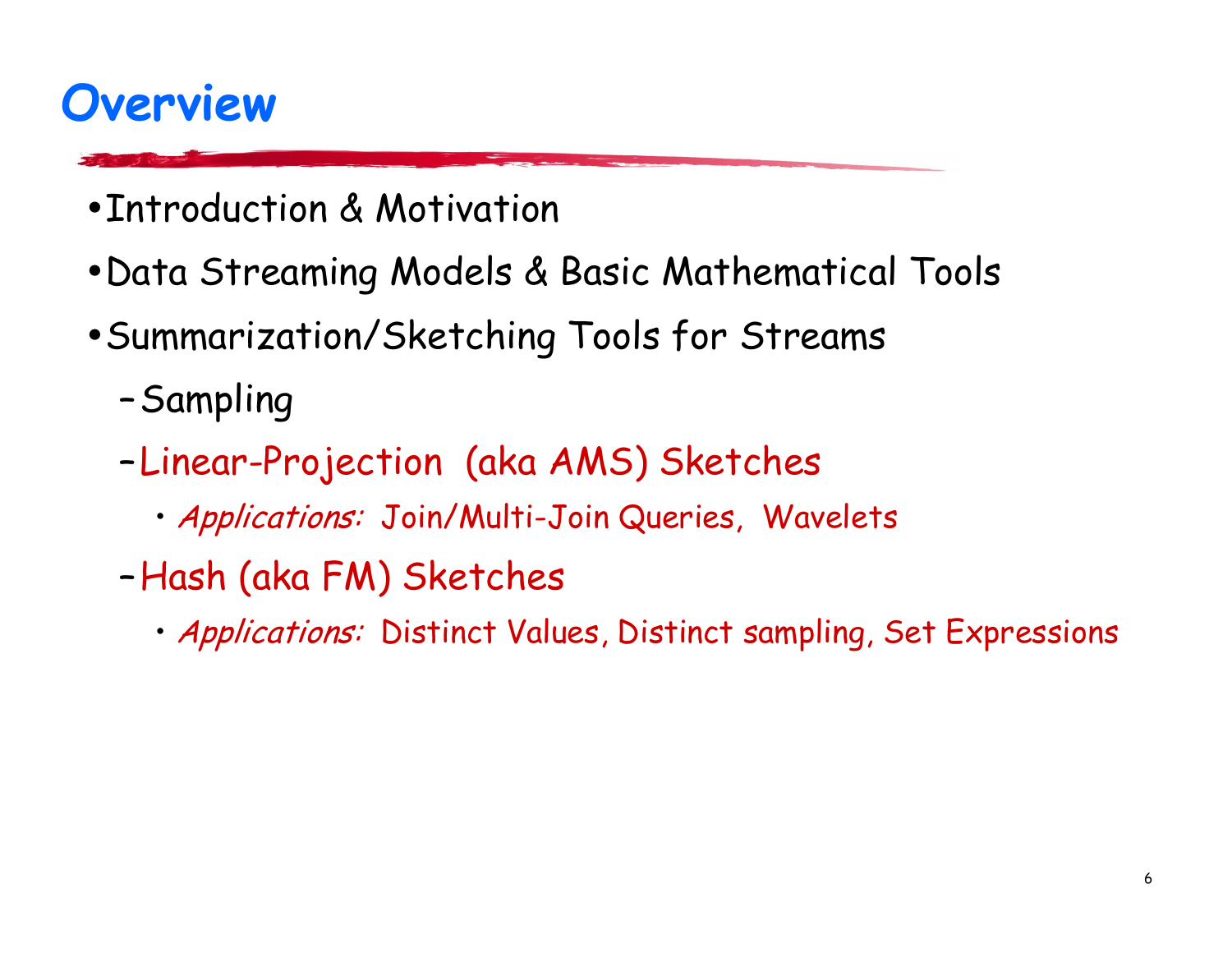# Overview

- Introduction & Motivation
- Data Streaming Models & Basic Mathematical Tools
- Summarization/Sketching Tools for Streams
  - Sampling
  - Linear-Projection (aka AMS) Sketches
    - *Applications:* Join/Multi-Join Queries, Wavelets
  - Hash (aka FM) Sketches
    - *Applications:* Distinct Values, Distinct sampling, Set Expressions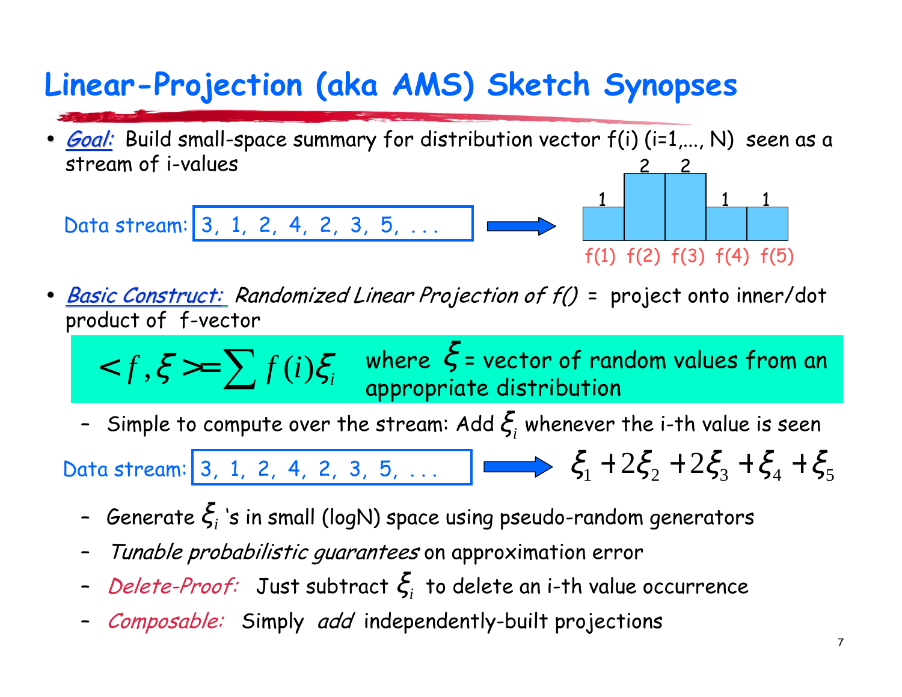# Linear-Projection (aka AMS) Sketch Synopses

- ***Goal:*** Build small-space summary for distribution vector f(i) (i=1,..., N) seen as a stream of i-values

Data stream: 3, 1, 2, 4, 2, 3, 5, . . .

| f(1) | f(2) | f(3) | f(4) | f(5) |
|---|---|---|---|---|
| 1 | 2 | 2 | 1 | 1 |

- ***Basic Construct:*** *Randomized Linear Projection of f()* = project onto inner/dot product of f-vector

$$< f, \xi > = \sum f(i) \xi_i$$

where $\xi$ = vector of random values from an appropriate distribution

- Simple to compute over the stream: Add $\xi_i$ whenever the i-th value is seen

Data stream: 3, 1, 2, 4, 2, 3, 5, . . . $\Rightarrow \xi_1 + 2\xi_2 + 2\xi_3 + \xi_4 + \xi_5$

- Generate $\xi_i$ 's in small (logN) space using pseudo-random generators
- *Tunable probabilistic guarantees* on approximation error
- *Delete-Proof:* Just subtract $\xi_i$ to delete an i-th value occurrence
- *Composable:* Simply *add* independently-built projections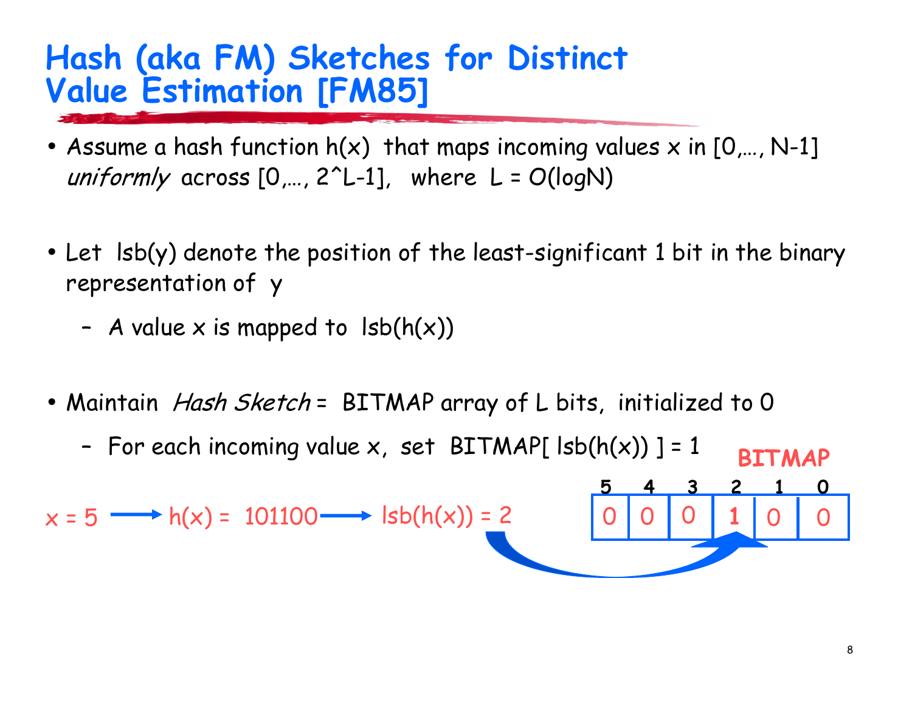# Hash (aka FM) Sketches for Distinct Value Estimation [FM85]

- Assume a hash function $h(x)$ that maps incoming values $x$ in $[0,\ldots, N-1]$ *uniformly* across $[0,\ldots, 2^L-1]$, where $L = O(\log N)$

- Let $lsb(y)$ denote the position of the least-significant 1 bit in the binary representation of $y$
  - A value $x$ is mapped to $lsb(h(x))$

- Maintain *Hash Sketch* = BITMAP array of L bits, initialized to 0
  - For each incoming value $x$, set BITMAP[ $lsb(h(x))$ ] = 1

$x = 5 \longrightarrow h(x) = 101100 \longrightarrow lsb(h(x)) = 2$

**BITMAP**

| 5 | 4 | 3 | 2 | 1 | 0 |
|---|---|---|---|---|---|
| 0 | 0 | 0 | **1** | 0 | 0 |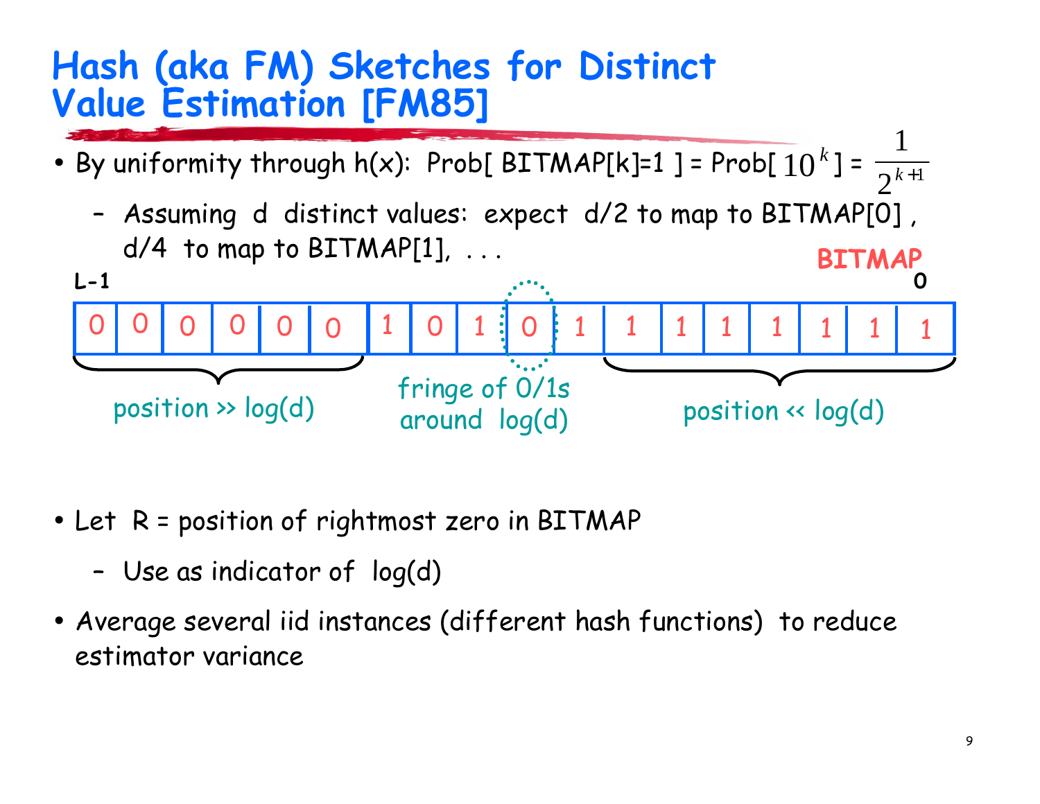# Hash (aka FM) Sketches for Distinct Value Estimation [FM85]

- By uniformity through h(x): Prob[ BITMAP[k]=1 ] = Prob[ $10^k$ ] = $\frac{1}{2^{k+1}}$
  - Assuming d distinct values: expect d/2 to map to BITMAP[0] , d/4 to map to BITMAP[1], . . .

**BITMAP**

L-1 ... 0

| 0 | 0 | 0 | 0 | 0 | 0 | 1 | 0 | 1 | 0 | 1 | 1 | 1 | 1 | 1 | 1 | 1 | 1 |
|---|---|---|---|---|---|---|---|---|---|---|---|---|---|---|---|---|---|

position >> log(d) — fringe of 0/1s around log(d) — position << log(d)

- Let R = position of rightmost zero in BITMAP
  - Use as indicator of log(d)
- *Average several iid instances (different hash functions) to reduce estimator variance*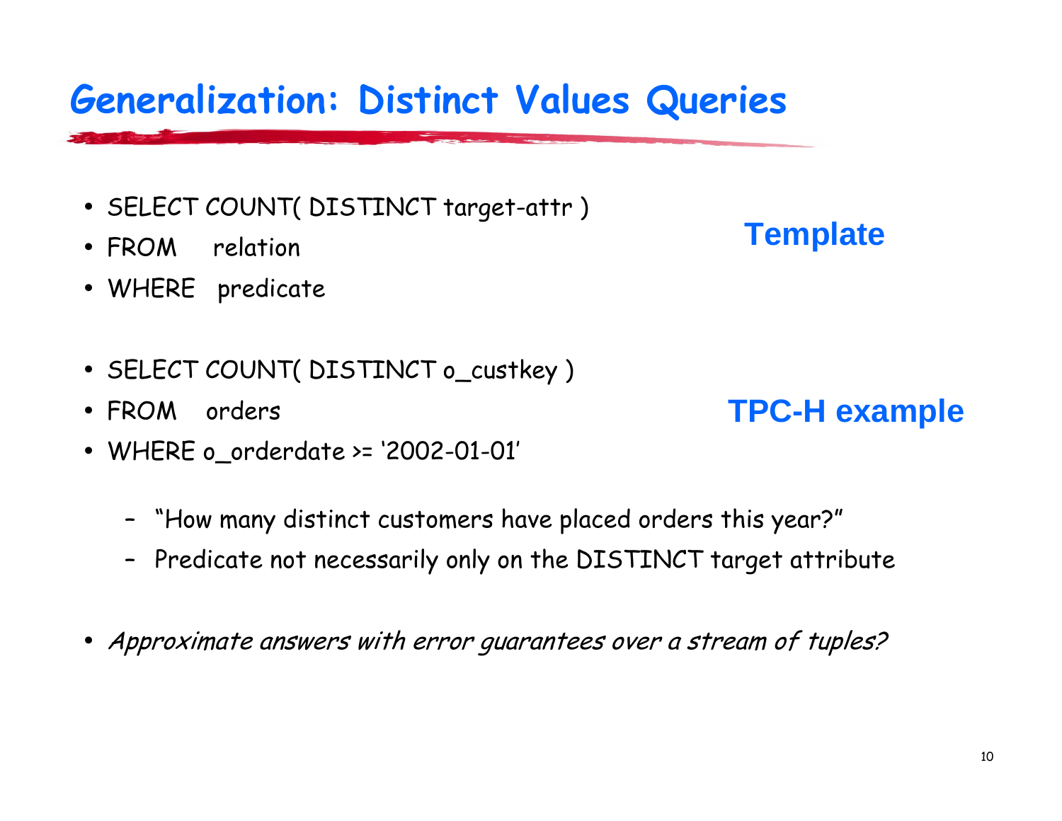# Generalization: Distinct Values Queries

- SELECT COUNT( DISTINCT target-attr )
- FROM relation
- WHERE predicate

**Template**

- SELECT COUNT( DISTINCT o_custkey )
- FROM orders
- WHERE o_orderdate >= '2002-01-01'

**TPC-H example**

  - "How many distinct customers have placed orders this year?"
  - Predicate not necessarily only on the DISTINCT target attribute

- *Approximate answers with error guarantees over a stream of tuples?*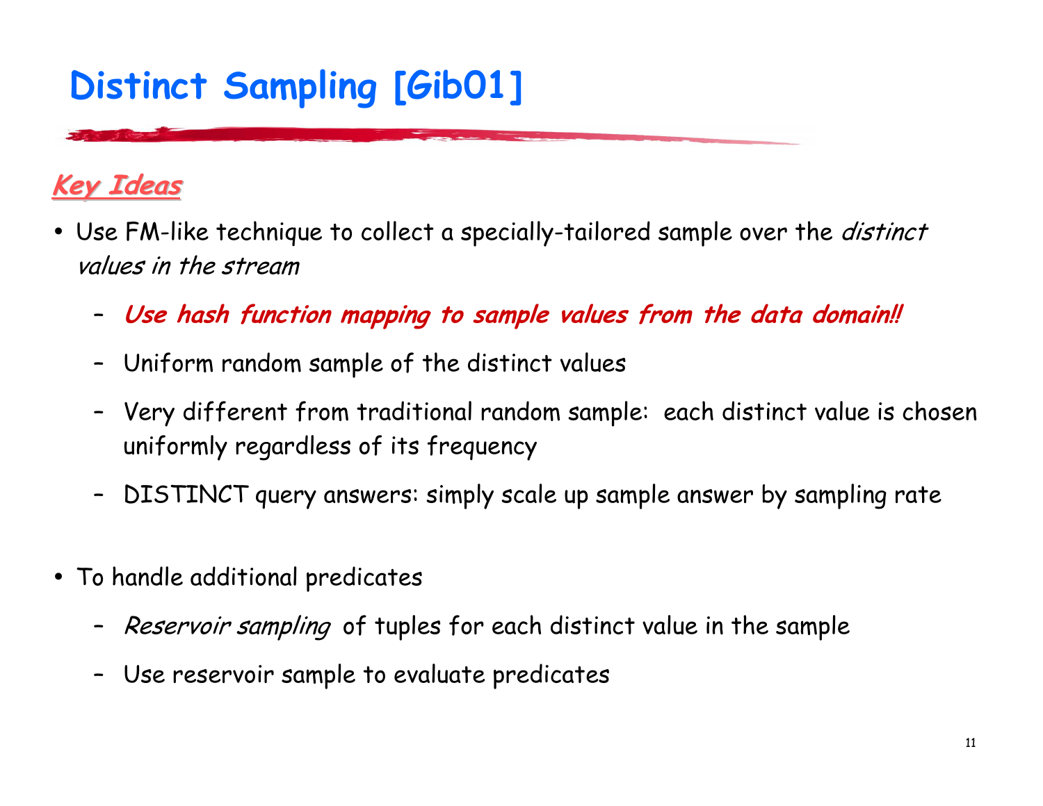# Distinct Sampling [Gib01]

***Key Ideas***

- Use FM-like technique to collect a specially-tailored sample over the *distinct values in the stream*
  - ***Use hash function mapping to sample values from the data domain!!***
  - Uniform random sample of the distinct values
  - Very different from traditional random sample: each distinct value is chosen uniformly regardless of its frequency
  - DISTINCT query answers: simply scale up sample answer by sampling rate
- To handle additional predicates
  - *Reservoir sampling* of tuples for each distinct value in the sample
  - Use reservoir sample to evaluate predicates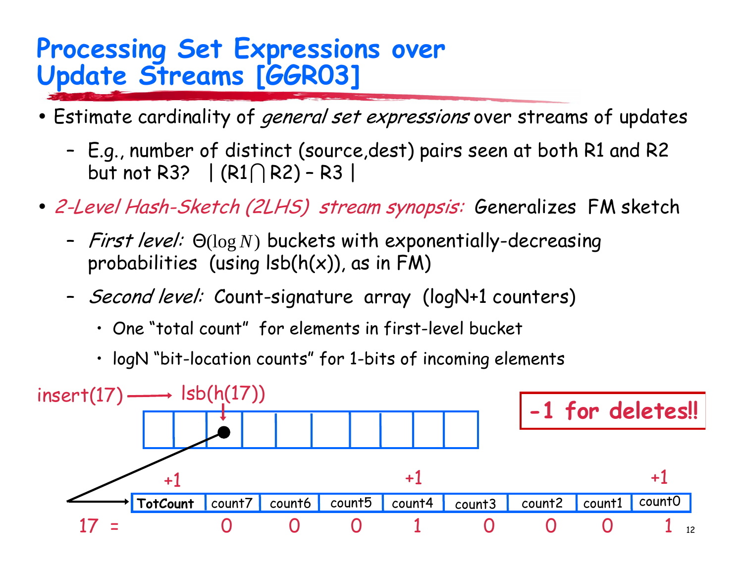# Processing Set Expressions over Update Streams [GGR03]

- Estimate cardinality of *general set expressions* over streams of updates
  - E.g., number of distinct (source,dest) pairs seen at both R1 and R2 but not R3? $|(R1 \cap R2) - R3|$
- *2-Level Hash-Sketch (2LHS) stream synopsis:* Generalizes FM sketch
  - *First level:* $\Theta(\log N)$ buckets with exponentially-decreasing probabilities (using lsb(h(x)), as in FM)
  - *Second level:* Count-signature array (logN+1 counters)
    - One "total count" for elements in first-level bucket
    - logN "bit-location counts" for 1-bits of incoming elements

insert(17) ⟶ lsb(h(17))

**-1 for deletes!!**

| | +1 | | | | +1 | | | | +1 |
|---|---|---|---|---|---|---|---|---|---|
| | **TotCount** | count7 | count6 | count5 | count4 | count3 | count2 | count1 | count0 |
| 17 = | | 0 | 0 | 0 | 1 | 0 | 0 | 0 | 1 |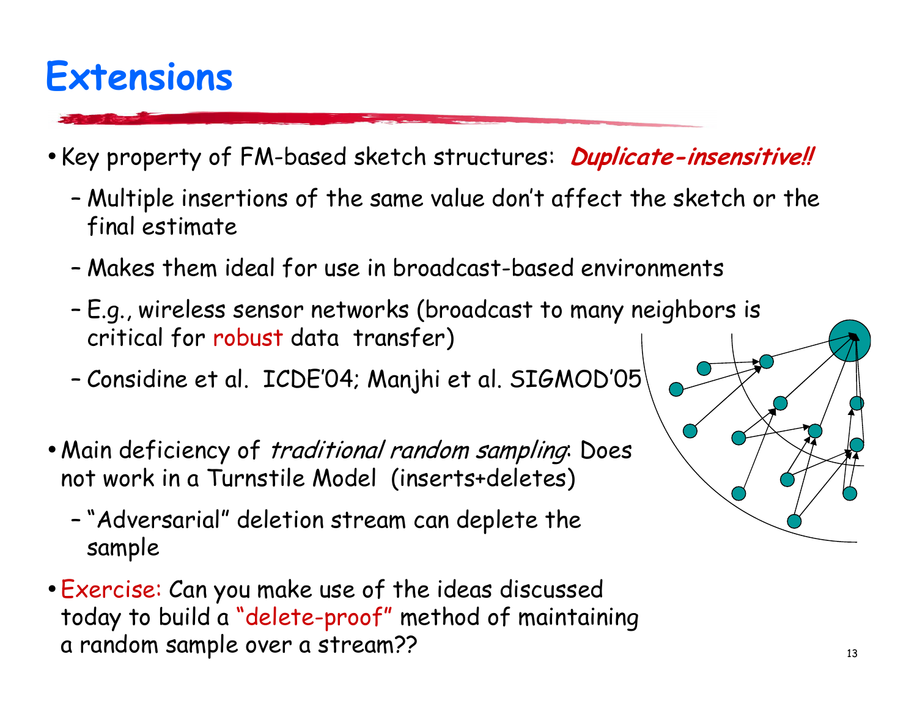# Extensions

- Key property of FM-based sketch structures: ***Duplicate-insensitive!!***
  - Multiple insertions of the same value don't affect the sketch or the final estimate
  - Makes them ideal for use in broadcast-based environments
  - E.g., wireless sensor networks (broadcast to many neighbors is critical for robust data transfer)
  - Considine et al. ICDE'04; Manjhi et al. SIGMOD'05
- Main deficiency of *traditional random sampling*: Does not work in a Turnstile Model (inserts+deletes)
  - "Adversarial" deletion stream can deplete the sample
- Exercise: Can you make use of the ideas discussed today to build a "delete-proof" method of maintaining a random sample over a stream??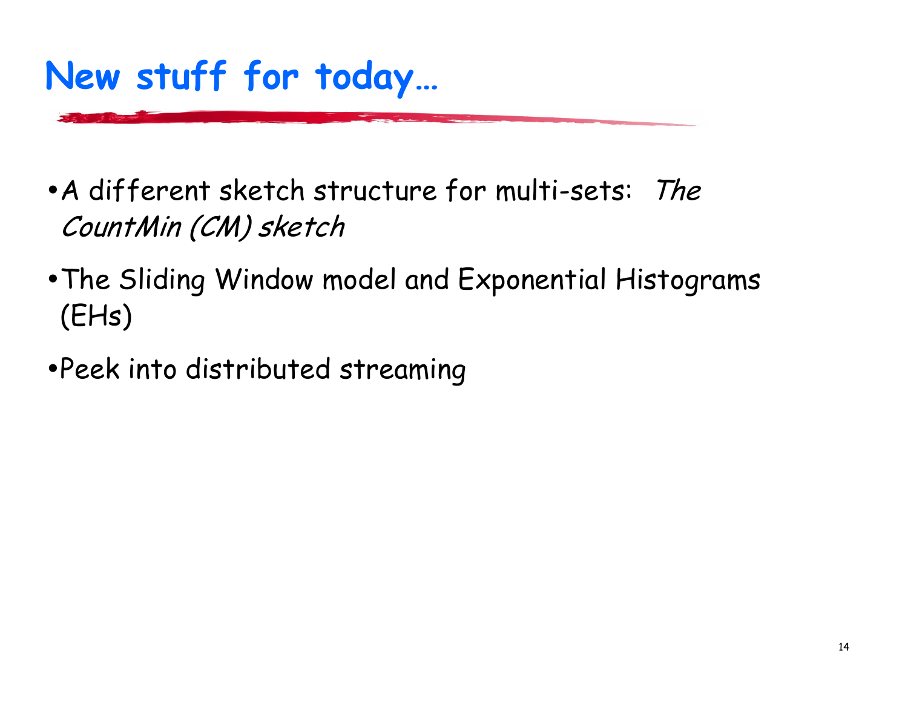# New stuff for today…

- A different sketch structure for multi-sets: *The CountMin (CM) sketch*
- The Sliding Window model and Exponential Histograms (EHs)
- Peek into distributed streaming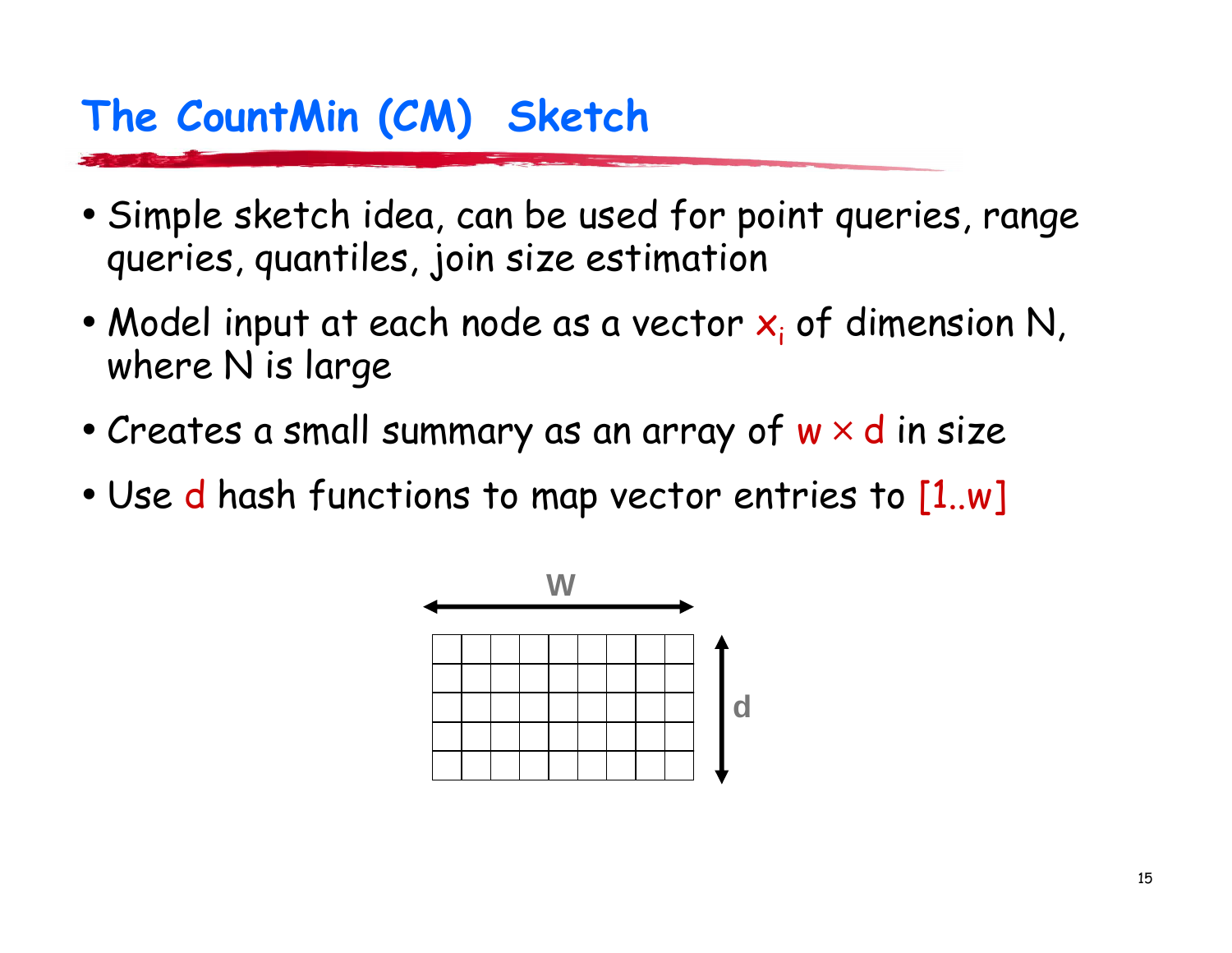# The CountMin (CM) Sketch

- Simple sketch idea, can be used for point queries, range queries, quantiles, join size estimation
- Model input at each node as a vector $x_i$ of dimension N, where N is large
- Creates a small summary as an array of $w \times d$ in size
- Use d hash functions to map vector entries to [1..w]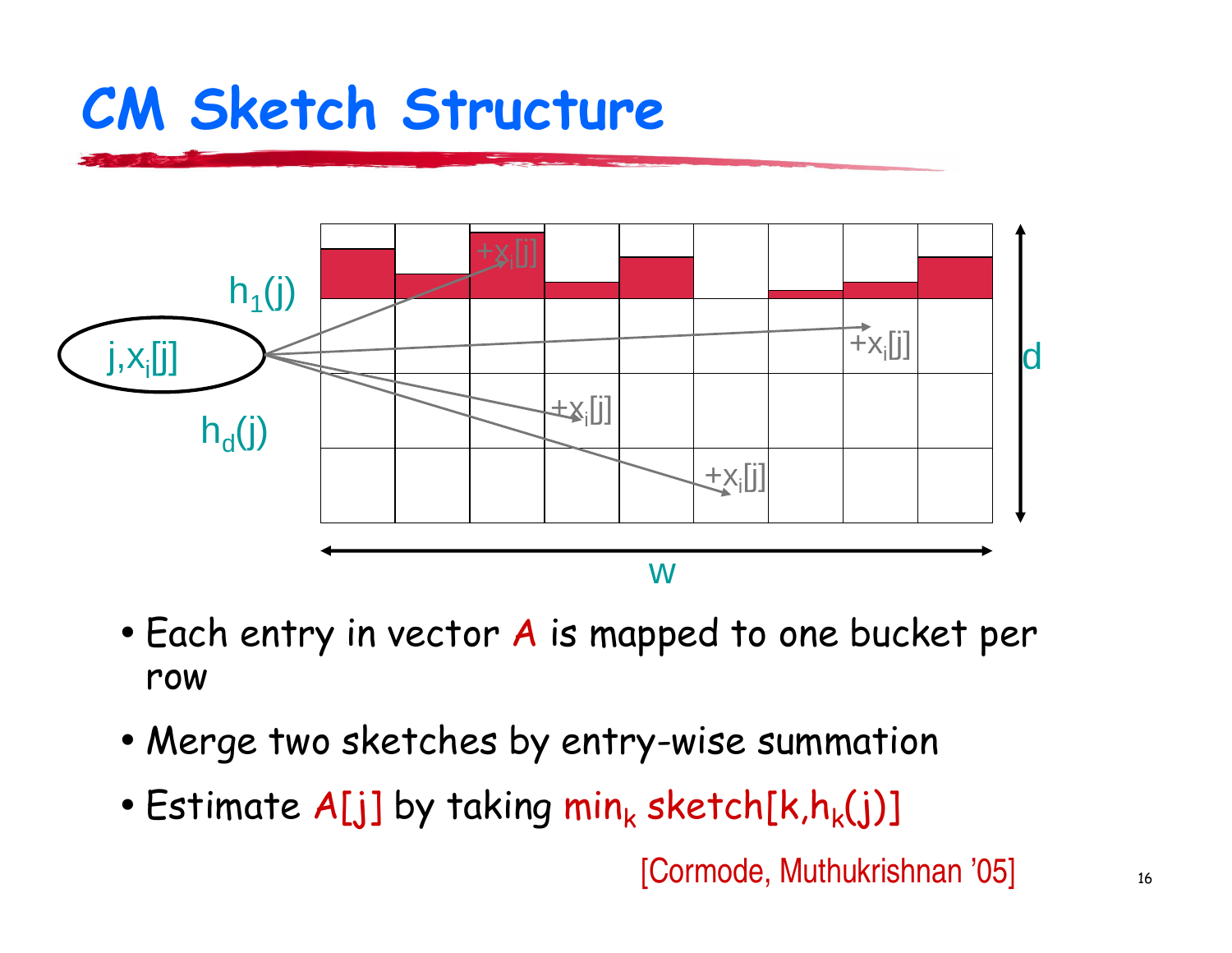# CM Sketch Structure

- Each entry in vector *A* is mapped to one bucket per row
- Merge two sketches by entry-wise summation
- Estimate $A[j]$ by taking $\min_k \text{sketch}[k, h_k(j)]$

[Cormode, Muthukrishnan '05]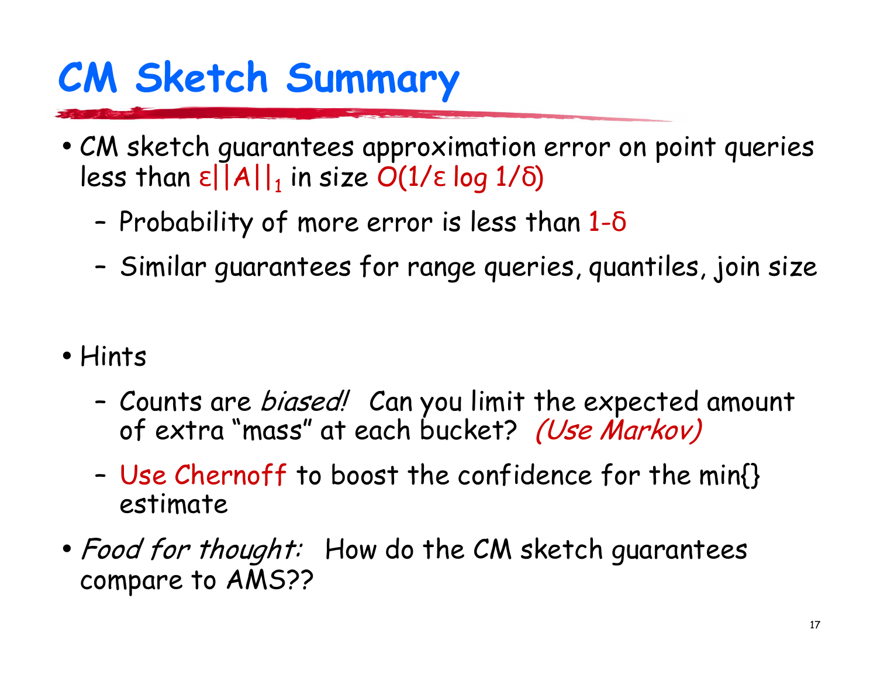# CM Sketch Summary

- CM sketch guarantees approximation error on point queries less than $\varepsilon||A||_1$ in size $O(1/\varepsilon \log 1/\delta)$
  - Probability of more error is less than $1-\delta$
  - Similar guarantees for range queries, quantiles, join size

- Hints
  - Counts are *biased!* Can you limit the expected amount of extra "mass" at each bucket? *(Use Markov)*
  - Use Chernoff to boost the confidence for the min{} estimate

- *Food for thought:* How do the CM sketch guarantees compare to AMS??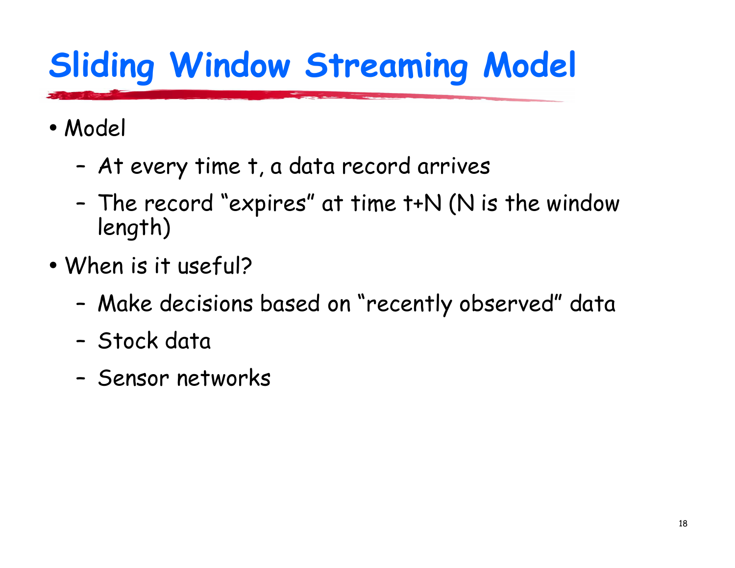# Sliding Window Streaming Model

- Model
  - At every time t, a data record arrives
  - The record "expires" at time t+N (N is the window length)
- When is it useful?
  - Make decisions based on "recently observed" data
  - Stock data
  - Sensor networks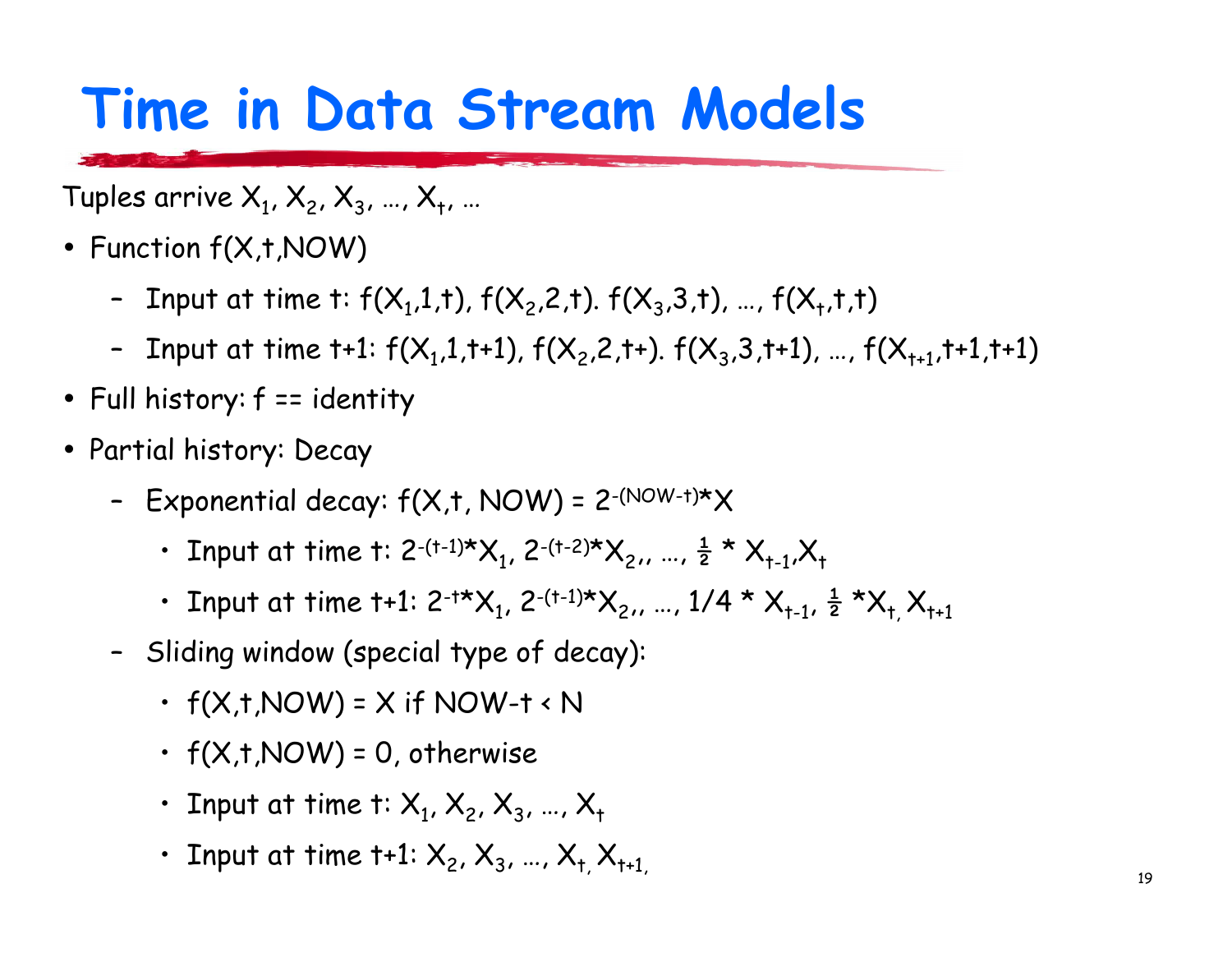# Time in Data Stream Models

Tuples arrive $X_1, X_2, X_3, \ldots, X_t, \ldots$

- Function f(X,t,NOW)
  - Input at time t: $f(X_1,1,t)$, $f(X_2,2,t)$. $f(X_3,3,t)$, …, $f(X_t,t,t)$
  - Input at time t+1: $f(X_1,1,t+1)$, $f(X_2,2,t+)$. $f(X_3,3,t+1)$, …, $f(X_{t+1},t+1,t+1)$
- Full history: f == identity
- Partial history: Decay
  - Exponential decay: $f(X,t, NOW) = 2^{-(NOW-t)} * X$
    - Input at time t: $2^{-(t-1)} * X_1$, $2^{-(t-2)} * X_2$,, …, $\frac{1}{2} * X_{t-1}, X_t$
    - Input at time t+1: $2^{-t} * X_1$, $2^{-(t-1)} * X_2$,, …, $1/4 * X_{t-1}$, $\frac{1}{2} * X_t$, $X_{t+1}$
  - Sliding window (special type of decay):
    - f(X,t,NOW) = X if NOW-t < N
    - f(X,t,NOW) = 0, otherwise
    - Input at time t: $X_1, X_2, X_3, \ldots, X_t$
    - Input at time t+1: $X_2, X_3, \ldots, X_t, X_{t+1},$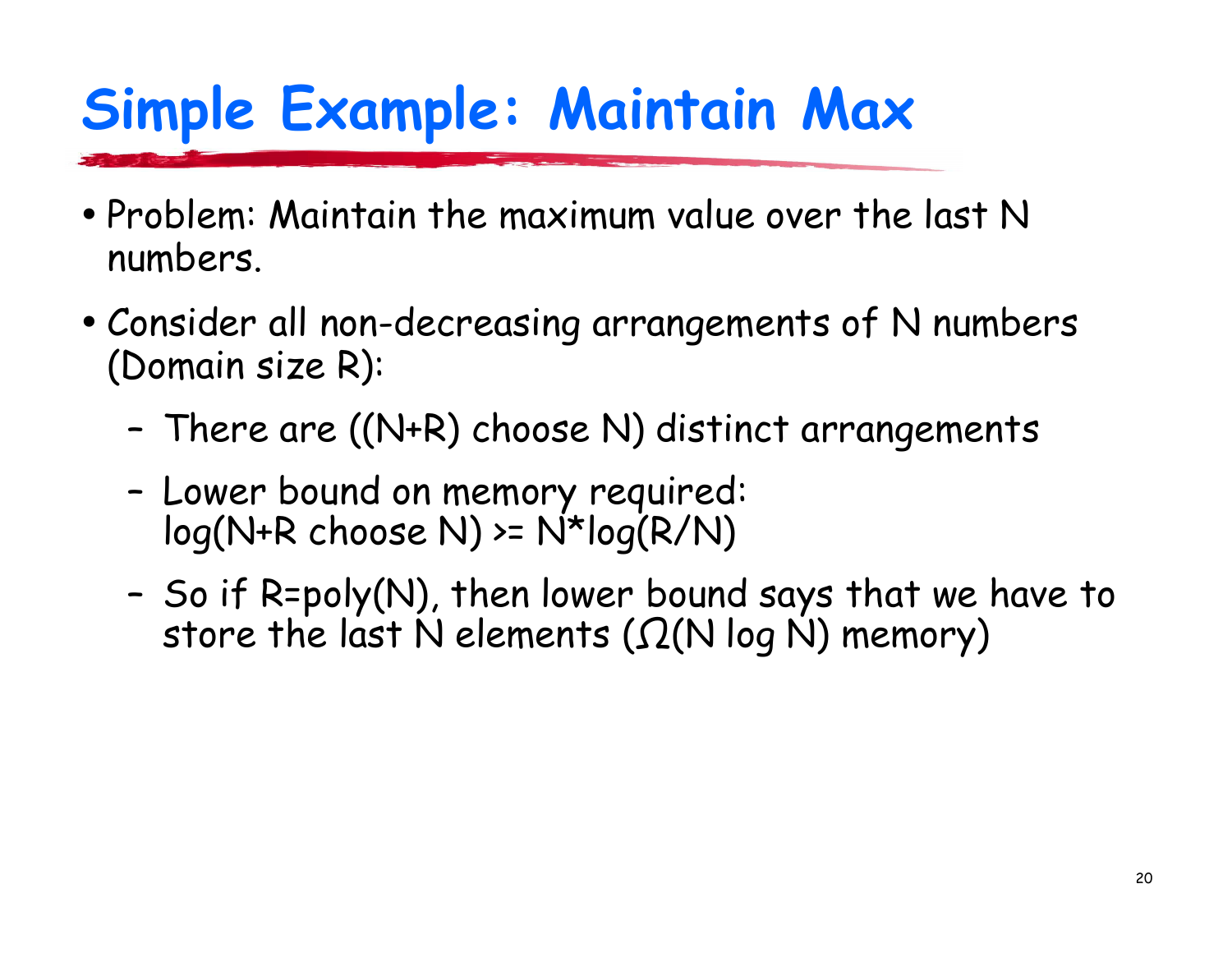# Simple Example: Maintain Max

- Problem: Maintain the maximum value over the last N numbers.
- Consider all non-decreasing arrangements of N numbers (Domain size R):
  - There are ((N+R) choose N) distinct arrangements
  - Lower bound on memory required: log(N+R choose N) >= N*log(R/N)
  - So if R=poly(N), then lower bound says that we have to store the last N elements ($\Omega$(N log N) memory)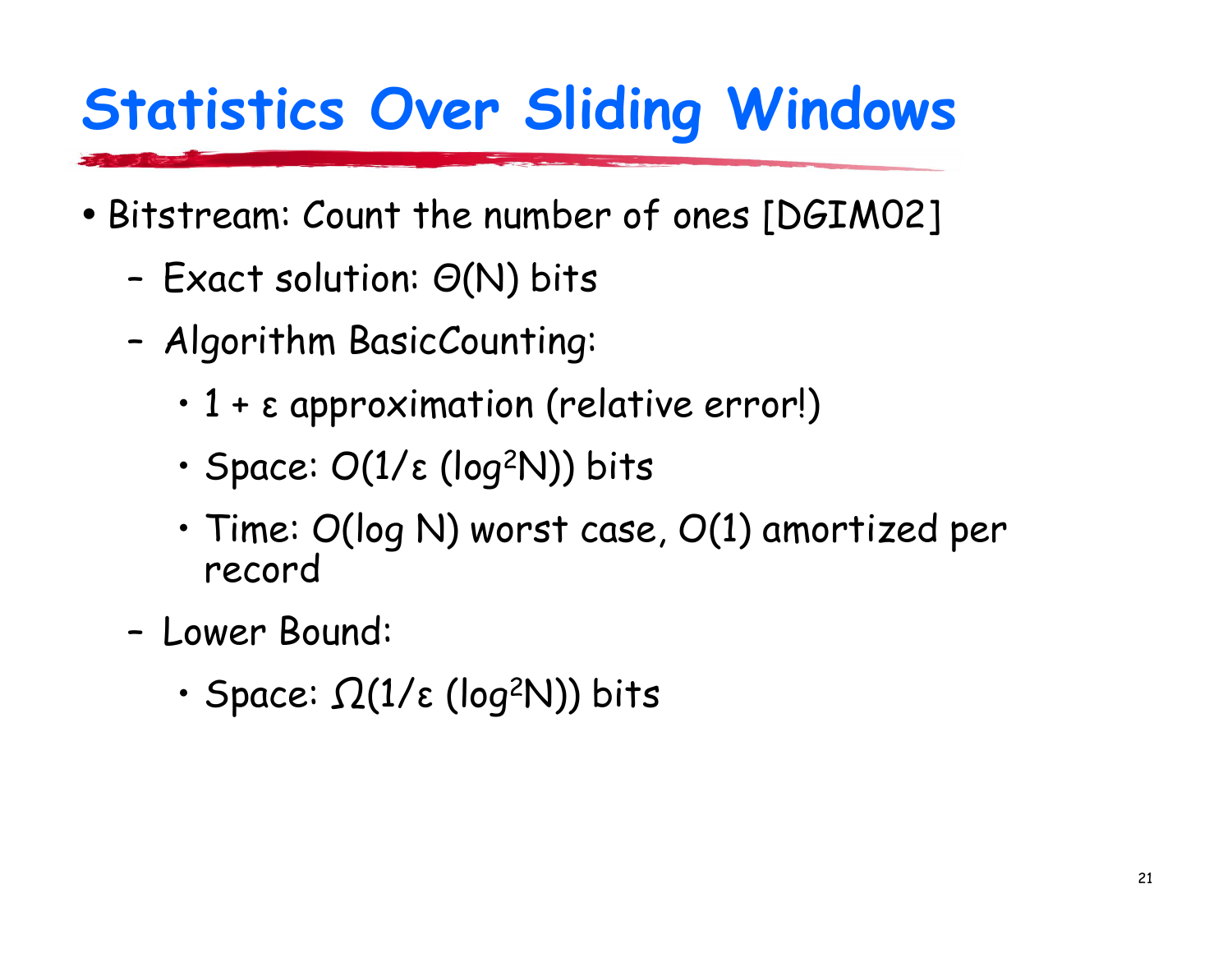# Statistics Over Sliding Windows

- Bitstream: Count the number of ones [DGIM02]
  - Exact solution: $\Theta(N)$ bits
  - Algorithm BasicCounting:
    - $1 + \varepsilon$ approximation (relative error!)
    - Space: $O(1/\varepsilon (\log^2 N))$ bits
    - Time: $O(\log N)$ worst case, $O(1)$ amortized per record
  - Lower Bound:
    - Space: $\Omega(1/\varepsilon (\log^2 N))$ bits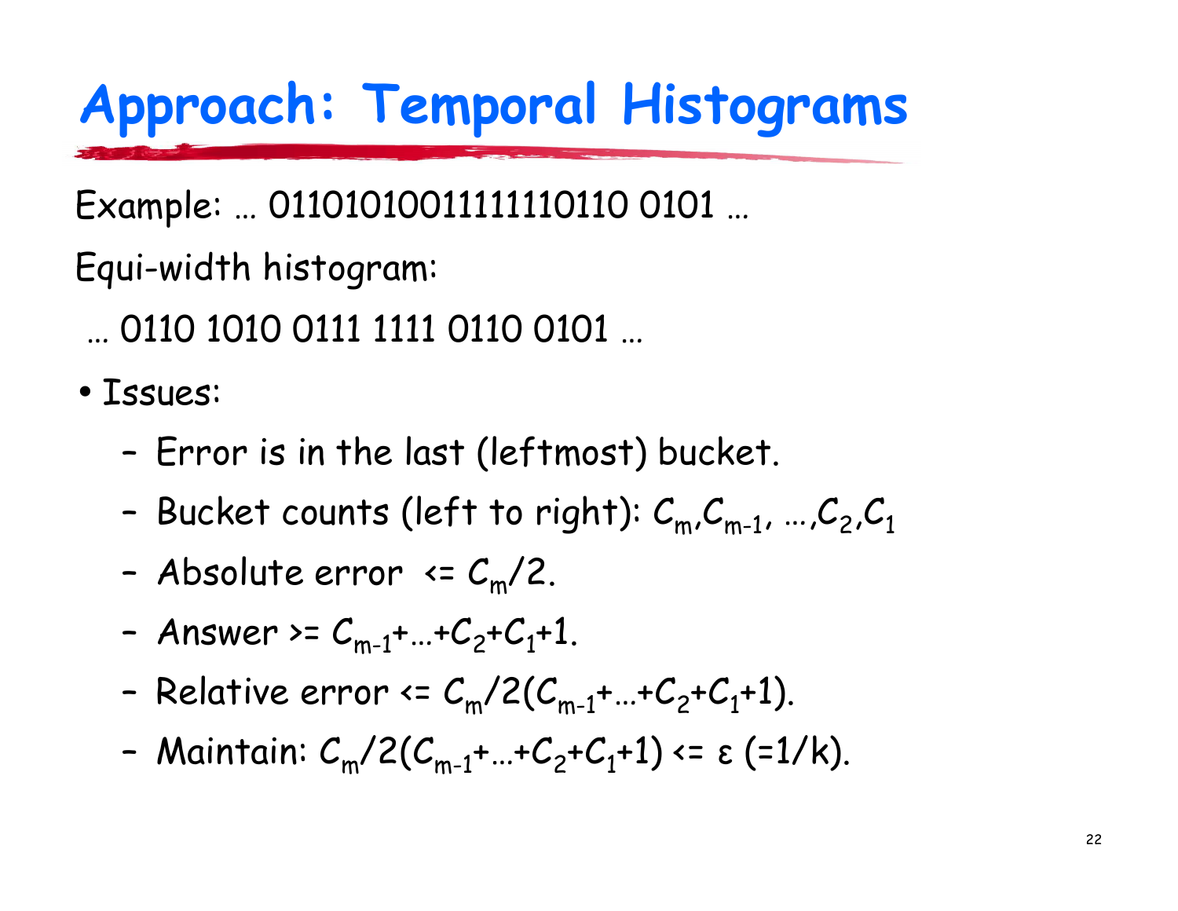# Approach: Temporal Histograms

Example: … 01101010011111110110 0101 …

Equi-width histogram:

… 0110 1010 0111 1111 0110 0101 …

- Issues:
  - Error is in the last (leftmost) bucket.
  - Bucket counts (left to right): $C_m, C_{m-1}, \ldots, C_2, C_1$
  - Absolute error <= $C_m/2$.
  - Answer >= $C_{m-1}+\ldots+C_2+C_1+1$.
  - Relative error <= $C_m/2(C_{m-1}+\ldots+C_2+C_1+1)$.
  - Maintain: $C_m/2(C_{m-1}+\ldots+C_2+C_1+1) <= \varepsilon$ (=1/k).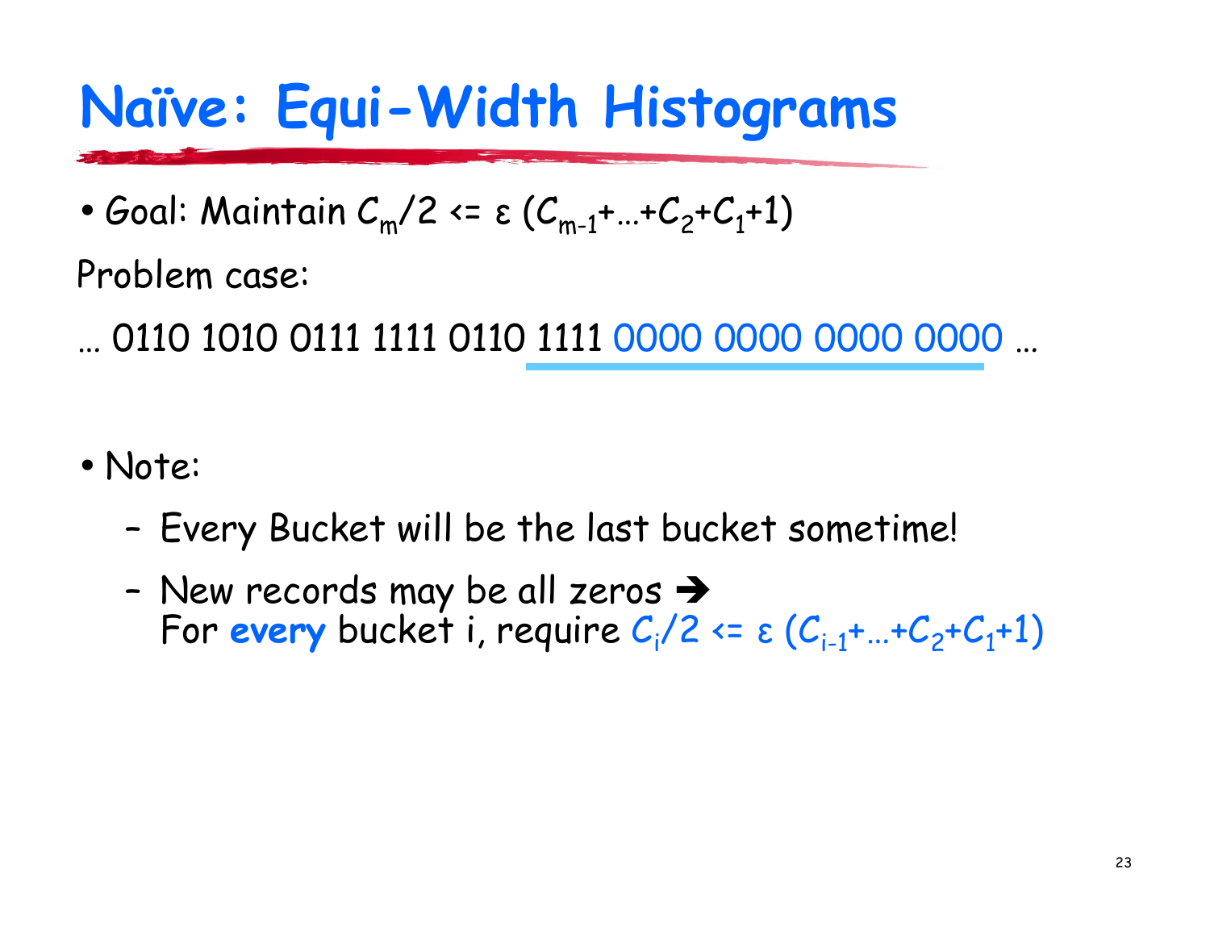# Naïve: Equi-Width Histograms

- Goal: Maintain $C_m/2 <= \varepsilon\ (C_{m-1}+\ldots+C_2+C_1+1)$

Problem case:

… 0110 1010 0111 1111 0110 1111 0000 0000 0000 0000 …

- Note:
  - Every Bucket will be the last bucket sometime!
  - New records may be all zeros ➔
    For **every** bucket i, require $C_i/2 <= \varepsilon\ (C_{i-1}+\ldots+C_2+C_1+1)$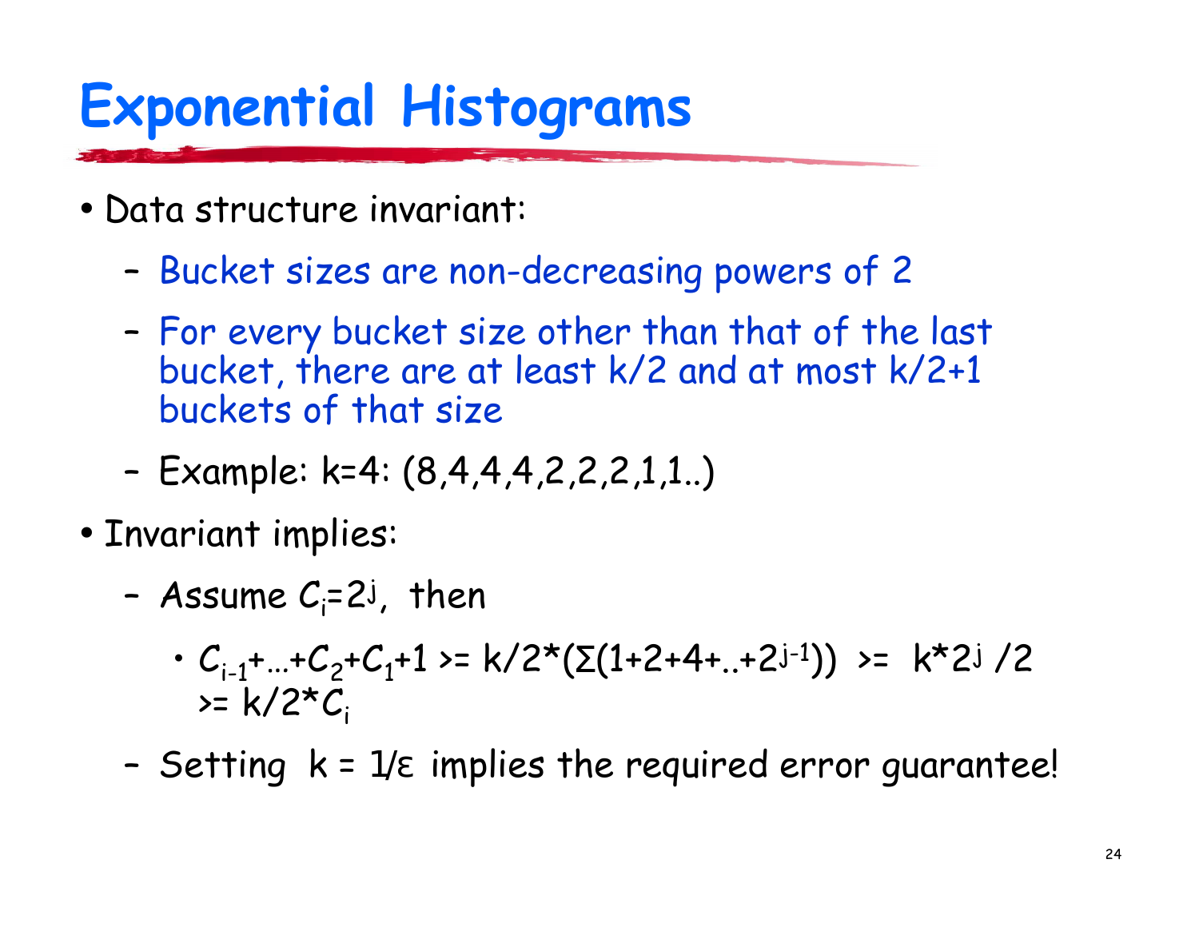# Exponential Histograms

- Data structure invariant:
  - Bucket sizes are non-decreasing powers of 2
  - For every bucket size other than that of the last bucket, there are at least k/2 and at most k/2+1 buckets of that size
  - Example: k=4: (8,4,4,4,2,2,2,1,1..)
- Invariant implies:
  - Assume $C_i=2^j$, then
    - $C_{i-1}+\ldots+C_2+C_1+1 >= k/2*(\Sigma(1+2+4+..+2^{j-1})) >= k*2^j/2 >= k/2*C_i$
  - Setting k = 1/ε implies the required error guarantee!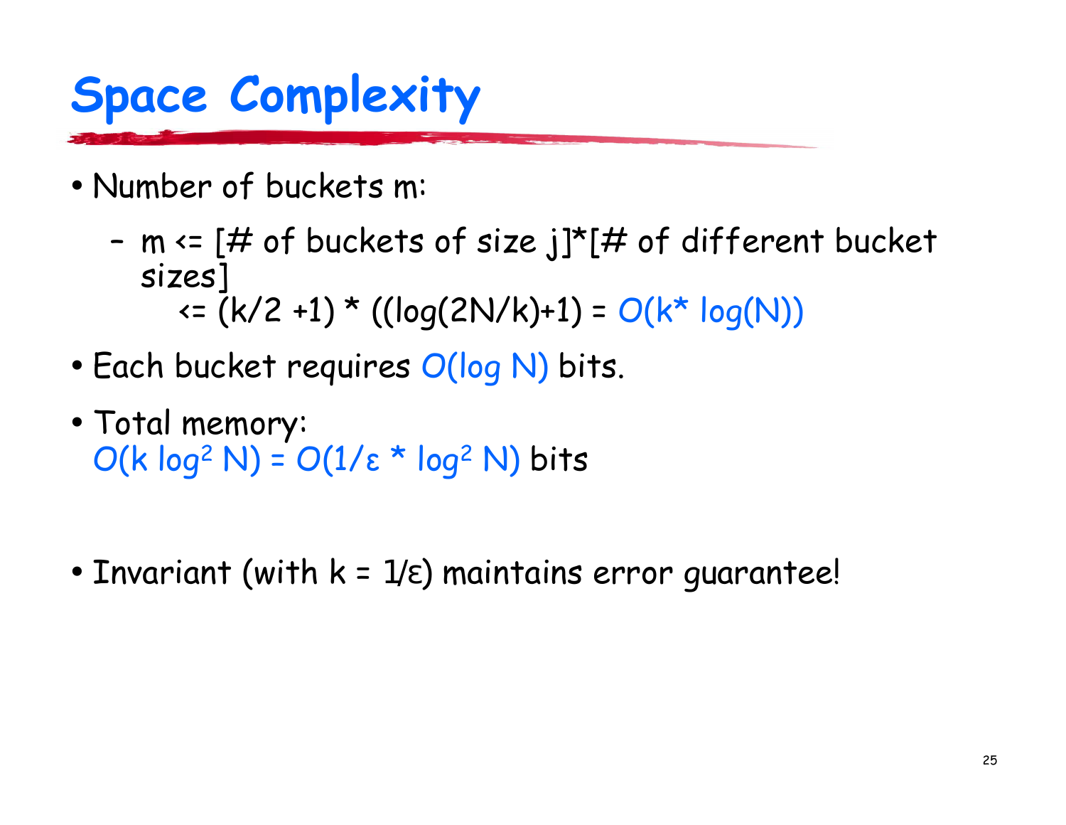# Space Complexity

- Number of buckets m:
  - m <= [# of buckets of size j]*[# of different bucket sizes]
    
    $<= (k/2 + 1) * ((\log(2N/k)+1) = O(k * \log(N))$
- Each bucket requires $O(\log N)$ bits.
- Total memory:
  $O(k \log^2 N) = O(1/\varepsilon * \log^2 N)$ bits

- Invariant (with $k = 1/\varepsilon$) maintains error guarantee!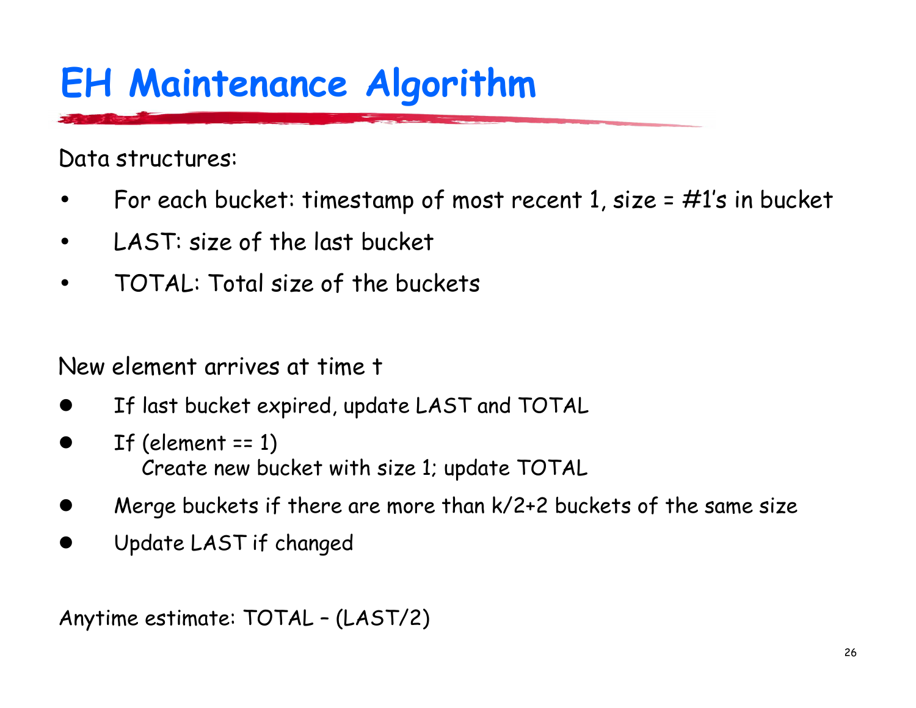# EH Maintenance Algorithm

Data structures:

- For each bucket: timestamp of most recent 1, size = #1's in bucket
- LAST: size of the last bucket
- TOTAL: Total size of the buckets

New element arrives at time t

- If last bucket expired, update LAST and TOTAL
- If (element == 1)
  Create new bucket with size 1; update TOTAL
- Merge buckets if there are more than $k/2+2$ buckets of the same size
- Update LAST if changed

Anytime estimate: TOTAL – (LAST/2)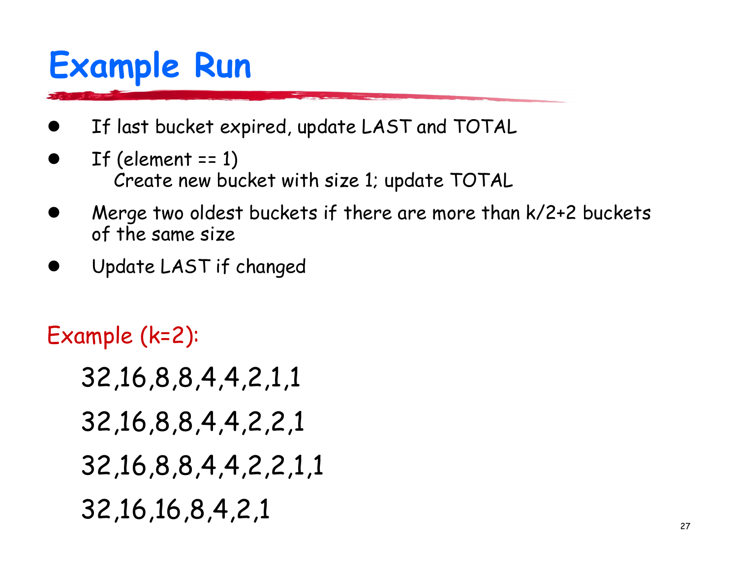# Example Run

- If last bucket expired, update LAST and TOTAL
- If (element == 1)
  Create new bucket with size 1; update TOTAL
- Merge two oldest buckets if there are more than $k/2+2$ buckets of the same size
- Update LAST if changed

Example ($k=2$):

32,16,8,8,4,4,2,1,1

32,16,8,8,4,4,2,2,1

32,16,8,8,4,4,2,2,1,1

32,16,16,8,4,2,1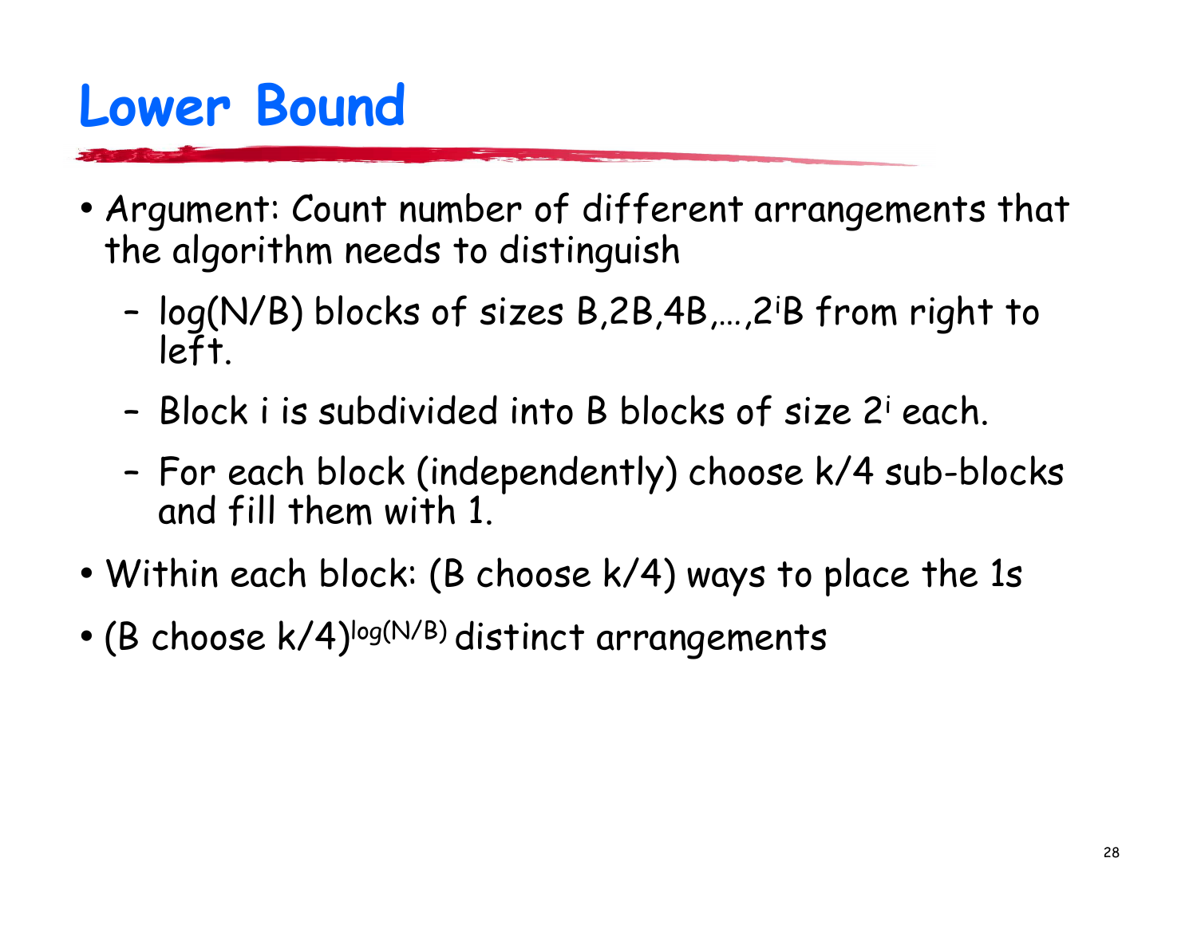# Lower Bound

- Argument: Count number of different arrangements that the algorithm needs to distinguish
  - $\log(N/B)$ blocks of sizes $B, 2B, 4B, \ldots, 2^iB$ from right to left.
  - Block $i$ is subdivided into $B$ blocks of size $2^i$ each.
  - For each block (independently) choose $k/4$ sub-blocks and fill them with 1.
- Within each block: ($B$ choose $k/4$) ways to place the 1s
- $(B \text{ choose } k/4)^{\log(N/B)}$ distinct arrangements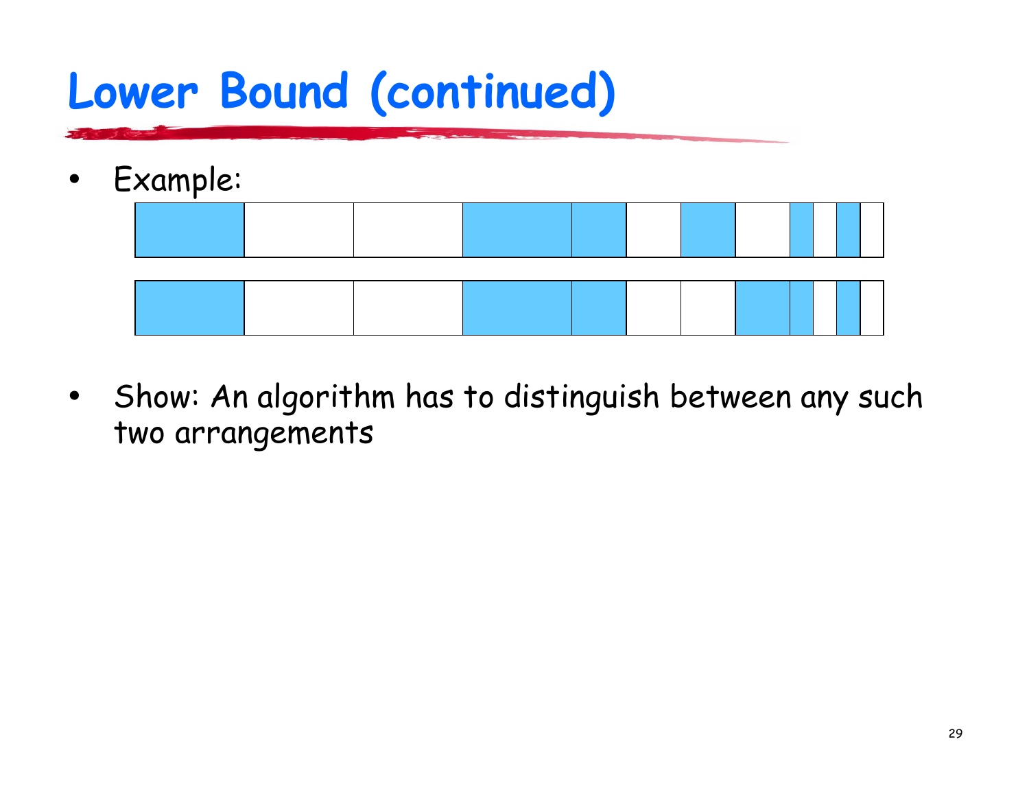# Lower Bound (continued)

- Example:

- Show: An algorithm has to distinguish between any such two arrangements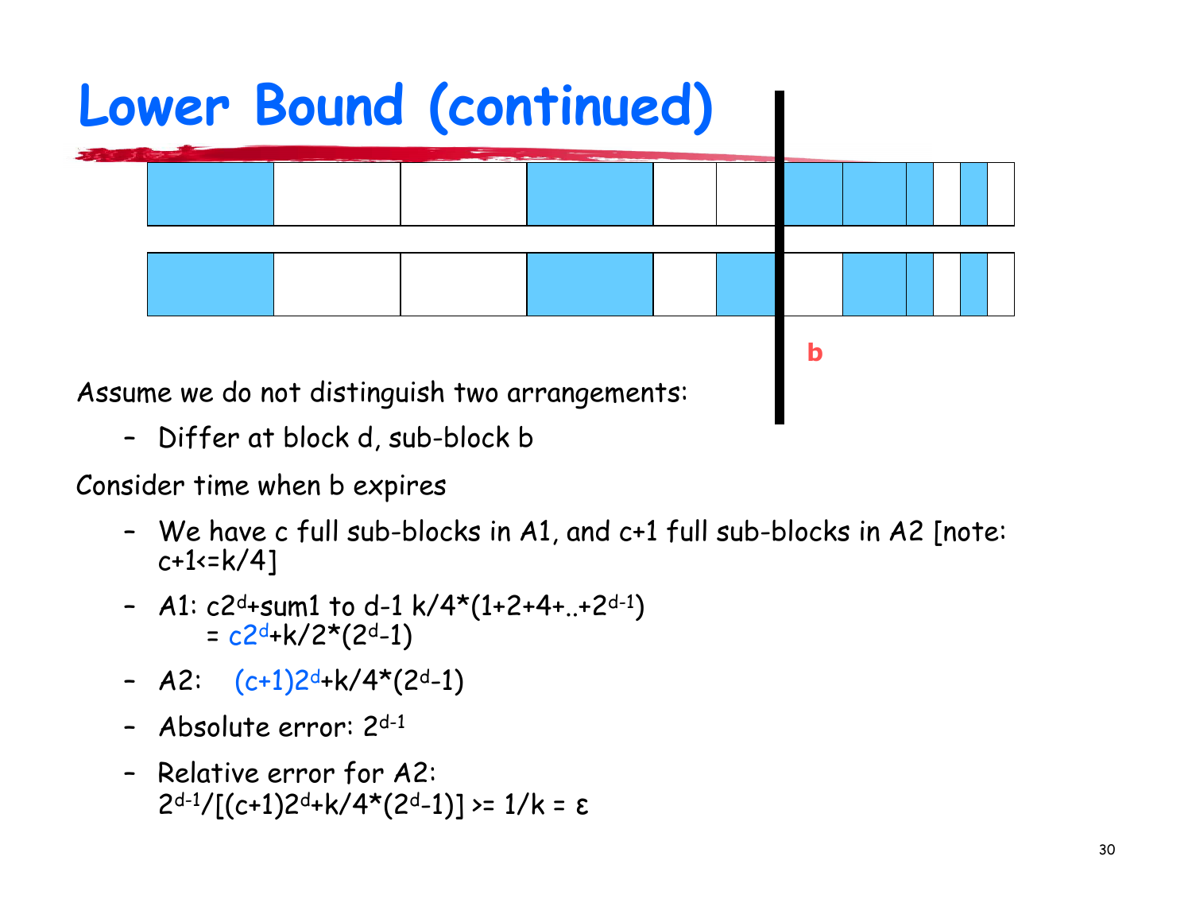# Lower Bound (continued)

b

Assume we do not distinguish two arrangements:

- Differ at block d, sub-block b

Consider time when b expires

- We have c full sub-blocks in A1, and c+1 full sub-blocks in A2 [note: $c+1 \le k/4$]
- A1: $c2^d + \text{sum1 to } d\text{-}1\ k/4 * (1+2+4+..+2^{d-1})$
  $= c2^d + k/2 * (2^d - 1)$
- A2: $(c+1)2^d + k/4 * (2^d - 1)$
- Absolute error: $2^{d-1}$
- Relative error for A2:
  $2^{d-1} / [(c+1)2^d + k/4 * (2^d - 1)] \ge 1/k = \varepsilon$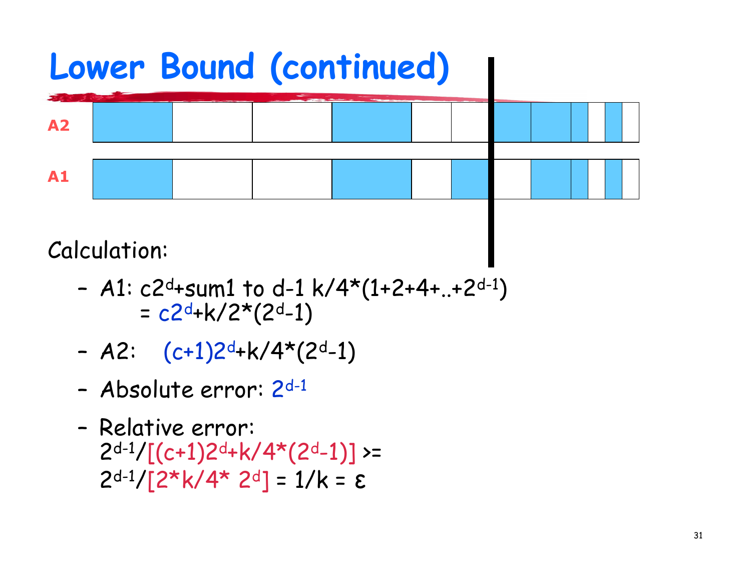# Lower Bound (continued)

A2

A1

Calculation:

- A1: $c2^d$+sum1 to d-1 k/4*$(1+2+4+..+2^{d-1})$
  $= c2^d + k/2*(2^d-1)$
- A2: $(c+1)2^d + k/4*(2^d-1)$
- Absolute error: $2^{d-1}$
- Relative error:
  $2^{d-1}/[(c+1)2^d+k/4*(2^d-1)] >=$
  $2^{d-1}/[2*k/4*\ 2^d] = 1/k = \varepsilon$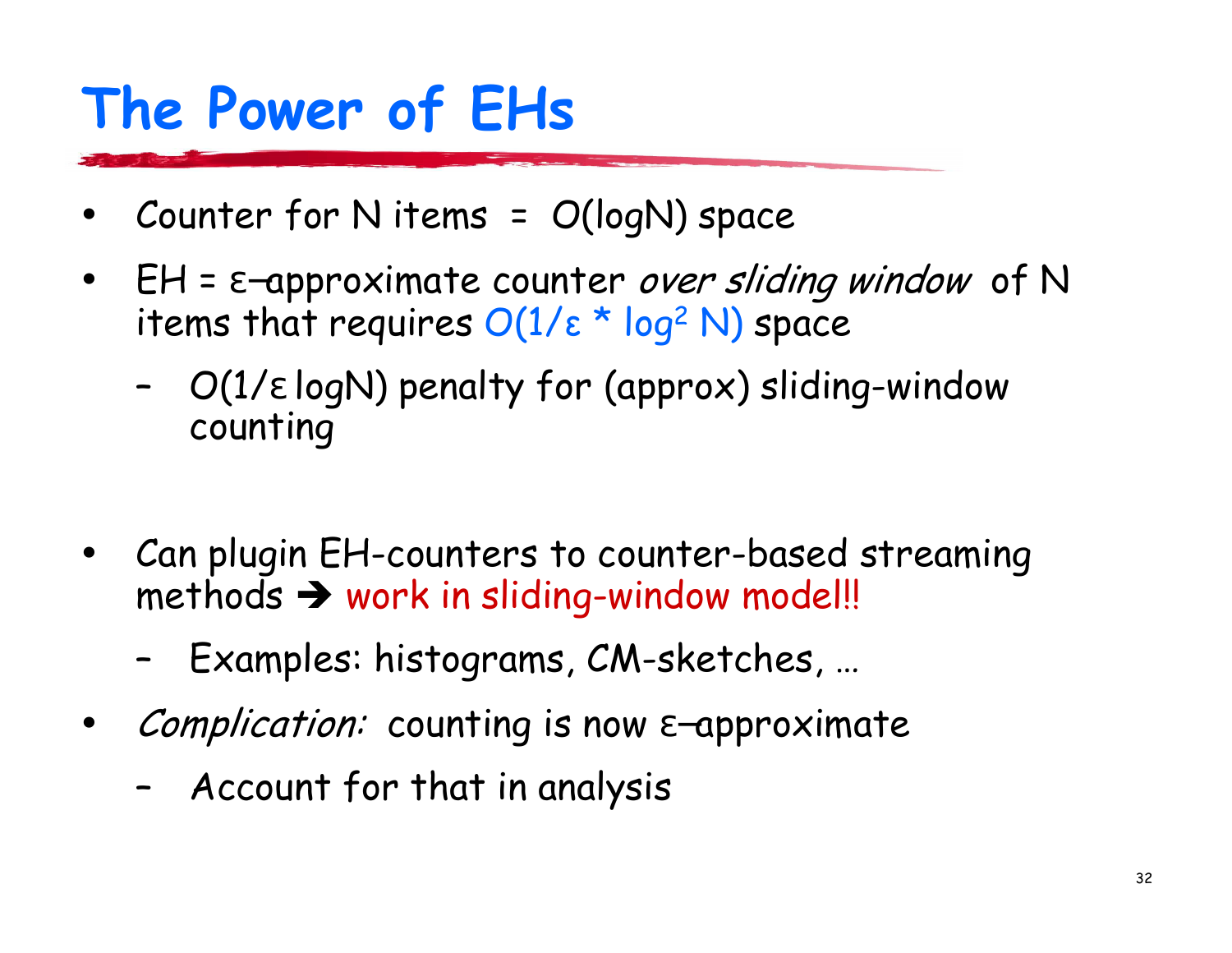# The Power of EHs

- Counter for N items = $O(\log N)$ space
- EH = ε–approximate counter *over sliding window* of N items that requires $O(1/\varepsilon * \log^2 N)$ space
  - $O(1/\varepsilon \log N)$ penalty for (approx) sliding-window counting
- Can plugin EH-counters to counter-based streaming methods ➔ work in sliding-window model!!
  - Examples: histograms, CM-sketches, …
- *Complication:* counting is now ε–approximate
  - Account for that in analysis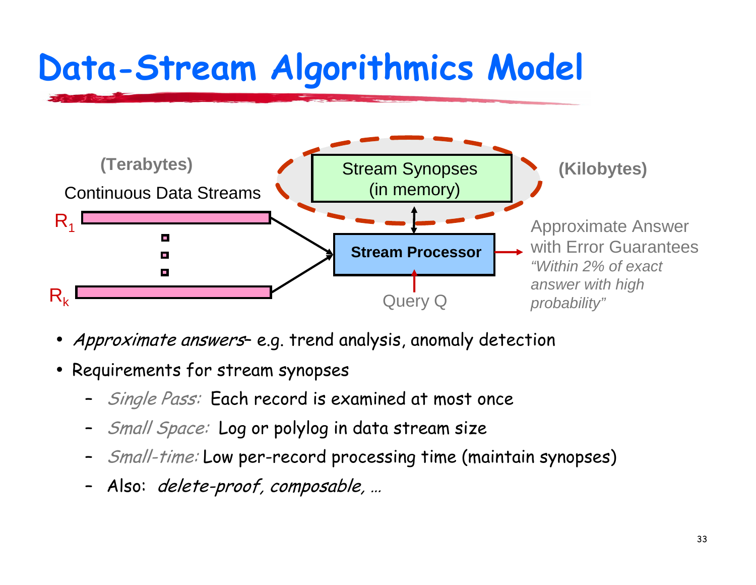# Data-Stream Algorithmics Model

(Terabytes)

Continuous Data Streams

$R_1$

$R_k$

Stream Synopses (in memory)

(Kilobytes)

Stream Processor

Query Q

Approximate Answer with Error Guarantees
*"Within 2% of exact answer with high probability"*

- *Approximate answers*– e.g. trend analysis, anomaly detection
- Requirements for stream synopses
  - *Single Pass:* Each record is examined at most once
  - *Small Space:* Log or polylog in data stream size
  - *Small-time:* Low per-record processing time (maintain synopses)
  - Also: *delete-proof, composable, …*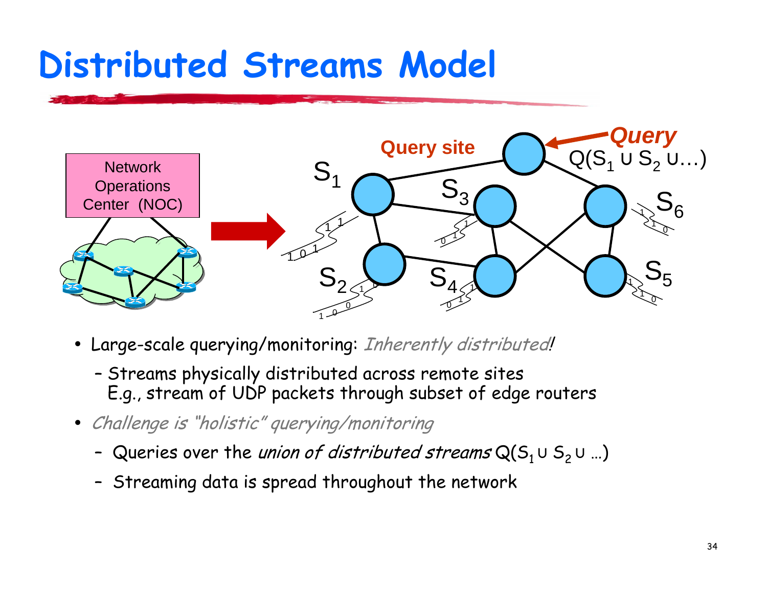# Distributed Streams Model

- Large-scale querying/monitoring: *Inherently distributed!*
  - Streams physically distributed across remote sites
    E.g., stream of UDP packets through subset of edge routers
- *Challenge is "holistic" querying/monitoring*
  - Queries over the *union of distributed streams* $Q(S_1 \cup S_2 \cup \ldots)$
  - Streaming data is spread throughout the network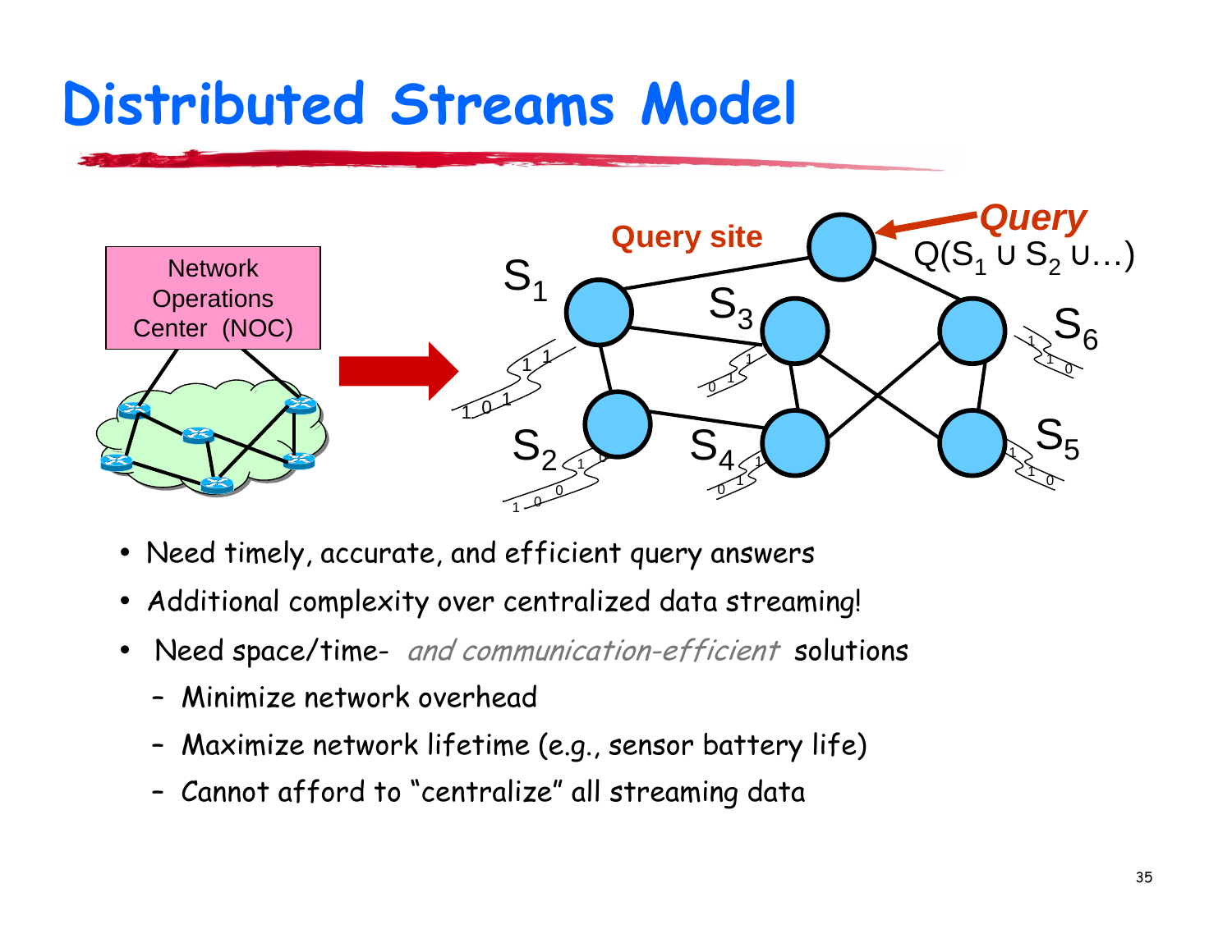# Distributed Streams Model

- Need timely, accurate, and efficient query answers
- Additional complexity over centralized data streaming!
- Need space/time- *and communication-efficient* solutions
  - Minimize network overhead
  - Maximize network lifetime (e.g., sensor battery life)
  - Cannot afford to "centralize" all streaming data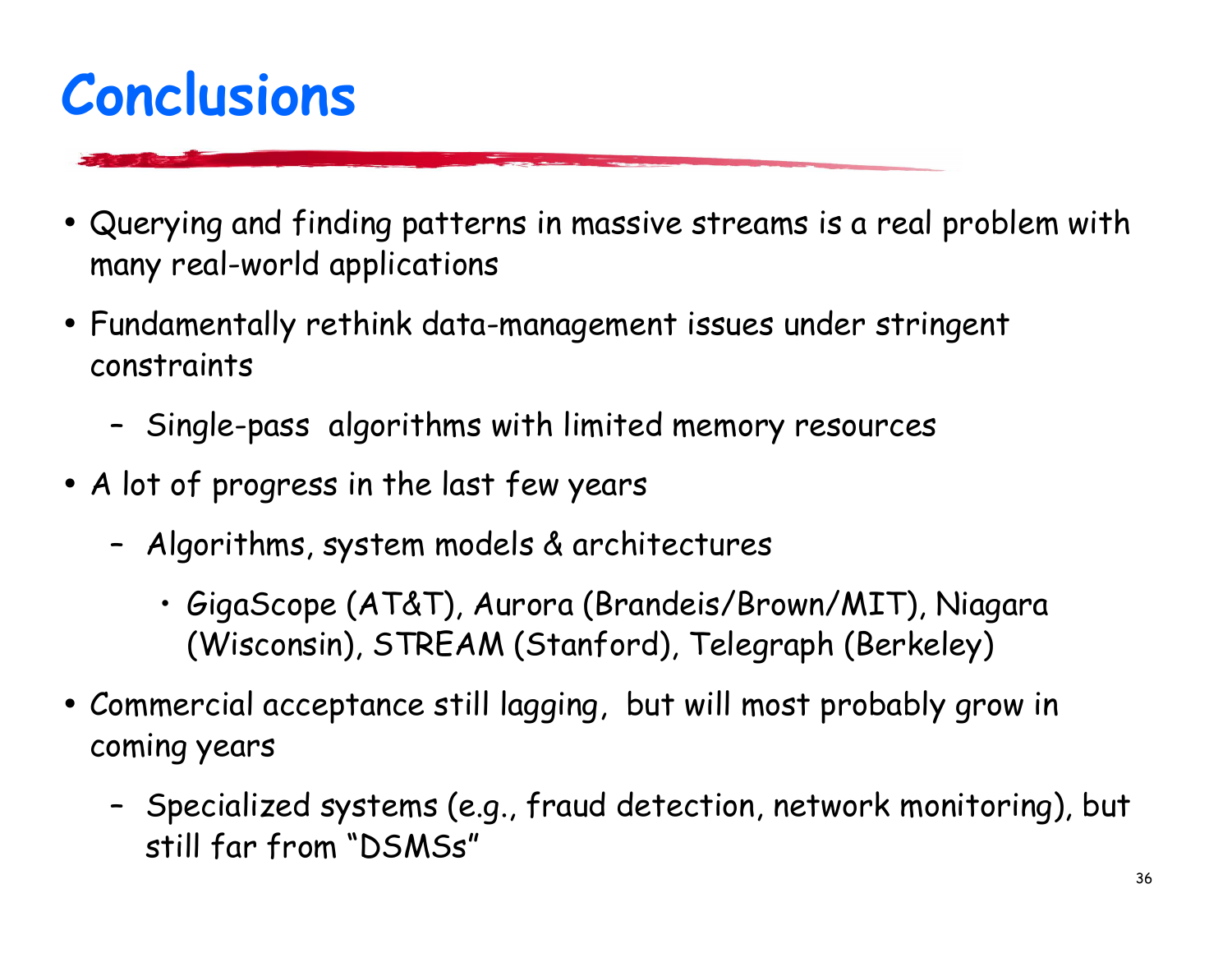# Conclusions

- Querying and finding patterns in massive streams is a real problem with many real-world applications
- Fundamentally rethink data-management issues under stringent constraints
  - Single-pass algorithms with limited memory resources
- A lot of progress in the last few years
  - Algorithms, system models & architectures
    - GigaScope (AT&T), Aurora (Brandeis/Brown/MIT), Niagara (Wisconsin), STREAM (Stanford), Telegraph (Berkeley)
- Commercial acceptance still lagging, but will most probably grow in coming years
  - Specialized systems (e.g., fraud detection, network monitoring), but still far from "DSMSs"